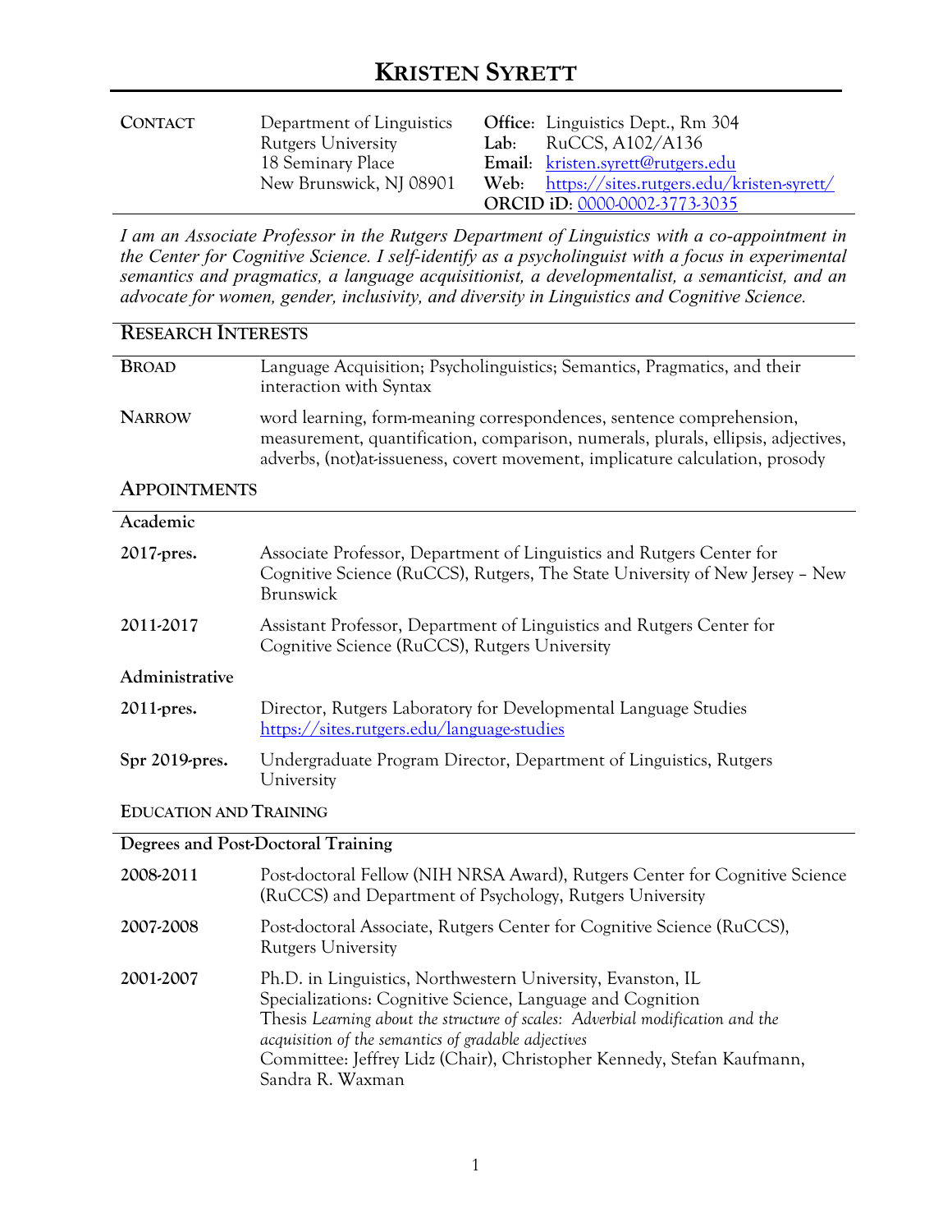# KRISTEN SYRETT

| **CONTACT** | Department of Linguistics<br>Rutgers University<br>18 Seminary Place<br>New Brunswick, NJ 08901 | **Office:** Linguistics Dept., Rm 304<br>**Lab:** RuCCS, A102/A136<br>**Email:** kristen.syrett@rutgers.edu<br>**Web:** https://sites.rutgers.edu/kristen-syrett/<br>**ORCID iD:** 0000-0002-3773-3035 |
|---|---|---|

*I am an Associate Professor in the Rutgers Department of Linguistics with a co-appointment in the Center for Cognitive Science. I self-identify as a psycholinguist with a focus in experimental semantics and pragmatics, a language acquisitionist, a developmentalist, a semanticist, and an advocate for women, gender, inclusivity, and diversity in Linguistics and Cognitive Science.*

## RESEARCH INTERESTS

**BROAD** Language Acquisition; Psycholinguistics; Semantics, Pragmatics, and their interaction with Syntax

**NARROW** word learning, form-meaning correspondences, sentence comprehension, measurement, quantification, comparison, numerals, plurals, ellipsis, adjectives, adverbs, (not)at-issueness, covert movement, implicature calculation, prosody

## APPOINTMENTS

### Academic

**2017-pres.** Associate Professor, Department of Linguistics and Rutgers Center for Cognitive Science (RuCCS), Rutgers, The State University of New Jersey – New Brunswick

**2011-2017** Assistant Professor, Department of Linguistics and Rutgers Center for Cognitive Science (RuCCS), Rutgers University

### Administrative

**2011-pres.** Director, Rutgers Laboratory for Developmental Language Studies
https://sites.rutgers.edu/language-studies

**Spr 2019-pres.** Undergraduate Program Director, Department of Linguistics, Rutgers University

## EDUCATION AND TRAINING

### Degrees and Post-Doctoral Training

**2008-2011** Post-doctoral Fellow (NIH NRSA Award), Rutgers Center for Cognitive Science (RuCCS) and Department of Psychology, Rutgers University

**2007-2008** Post-doctoral Associate, Rutgers Center for Cognitive Science (RuCCS), Rutgers University

**2001-2007** Ph.D. in Linguistics, Northwestern University, Evanston, IL
Specializations: Cognitive Science, Language and Cognition
Thesis *Learning about the structure of scales: Adverbial modification and the acquisition of the semantics of gradable adjectives*
Committee: Jeffrey Lidz (Chair), Christopher Kennedy, Stefan Kaufmann, Sandra R. Waxman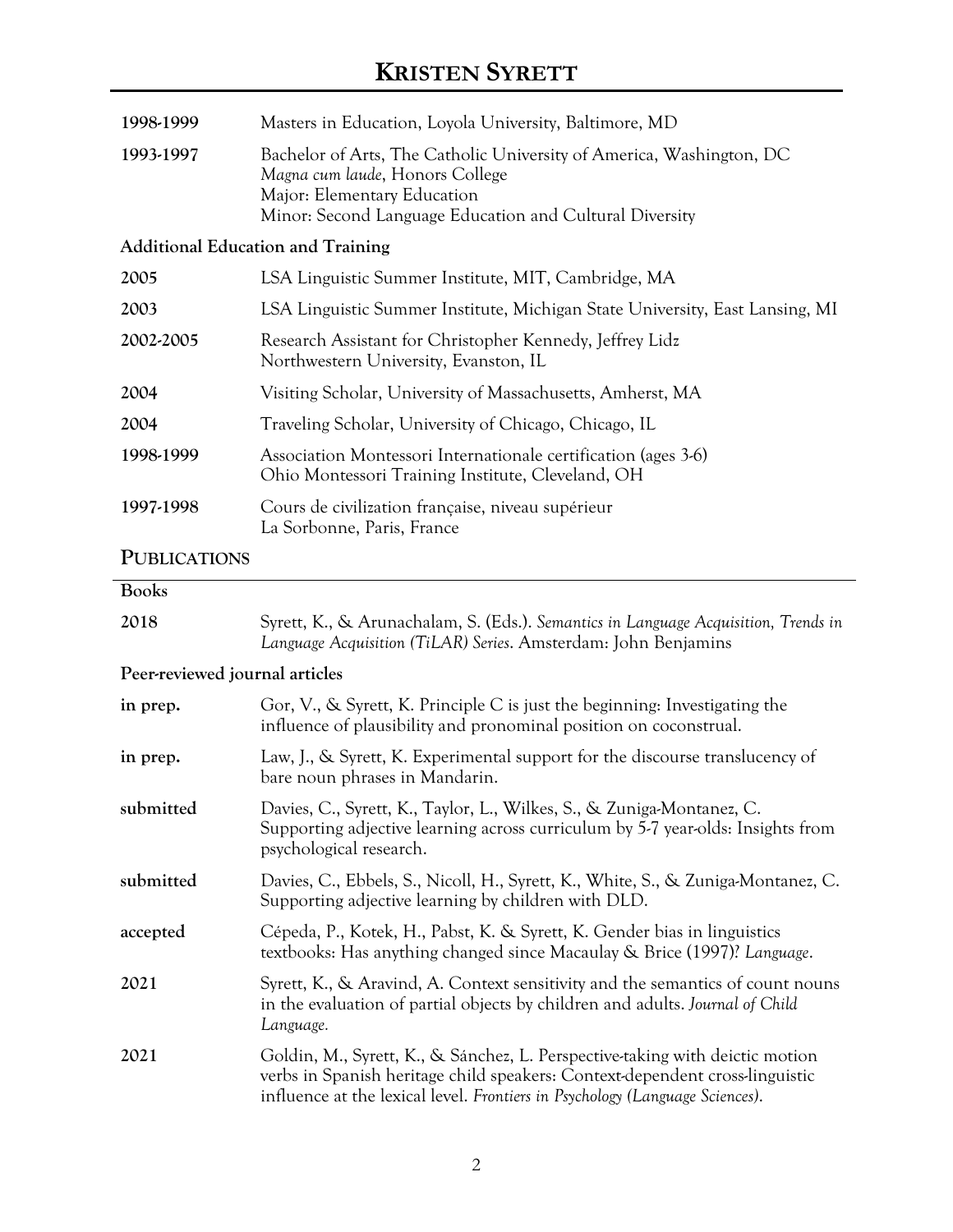# KRISTEN SYRETT

**1998-1999** Masters in Education, Loyola University, Baltimore, MD

**1993-1997** Bachelor of Arts, The Catholic University of America, Washington, DC
*Magna cum laude*, Honors College
Major: Elementary Education
Minor: Second Language Education and Cultural Diversity

### Additional Education and Training

**2005** LSA Linguistic Summer Institute, MIT, Cambridge, MA

**2003** LSA Linguistic Summer Institute, Michigan State University, East Lansing, MI

**2002-2005** Research Assistant for Christopher Kennedy, Jeffrey Lidz
Northwestern University, Evanston, IL

**2004** Visiting Scholar, University of Massachusetts, Amherst, MA

**2004** Traveling Scholar, University of Chicago, Chicago, IL

**1998-1999** Association Montessori Internationale certification (ages 3-6)
Ohio Montessori Training Institute, Cleveland, OH

**1997-1998** Cours de civilization française, niveau supérieur
La Sorbonne, Paris, France

## PUBLICATIONS

### Books

**2018** Syrett, K., & Arunachalam, S. (Eds.). *Semantics in Language Acquisition, Trends in Language Acquisition (TiLAR) Series*. Amsterdam: John Benjamins

### Peer-reviewed journal articles

**in prep.** Gor, V., & Syrett, K. Principle C is just the beginning: Investigating the influence of plausibility and pronominal position on coconstrual.

**in prep.** Law, J., & Syrett, K. Experimental support for the discourse translucency of bare noun phrases in Mandarin.

**submitted** Davies, C., Syrett, K., Taylor, L., Wilkes, S., & Zuniga-Montanez, C. Supporting adjective learning across curriculum by 5-7 year-olds: Insights from psychological research.

**submitted** Davies, C., Ebbels, S., Nicoll, H., Syrett, K., White, S., & Zuniga-Montanez, C. Supporting adjective learning by children with DLD.

**accepted** Cépeda, P., Kotek, H., Pabst, K. & Syrett, K. Gender bias in linguistics textbooks: Has anything changed since Macaulay & Brice (1997)? *Language*.

**2021** Syrett, K., & Aravind, A. Context sensitivity and the semantics of count nouns in the evaluation of partial objects by children and adults. *Journal of Child Language.*

**2021** Goldin, M., Syrett, K., & Sánchez, L. Perspective-taking with deictic motion verbs in Spanish heritage child speakers: Context-dependent cross-linguistic influence at the lexical level. *Frontiers in Psychology (Language Sciences)*.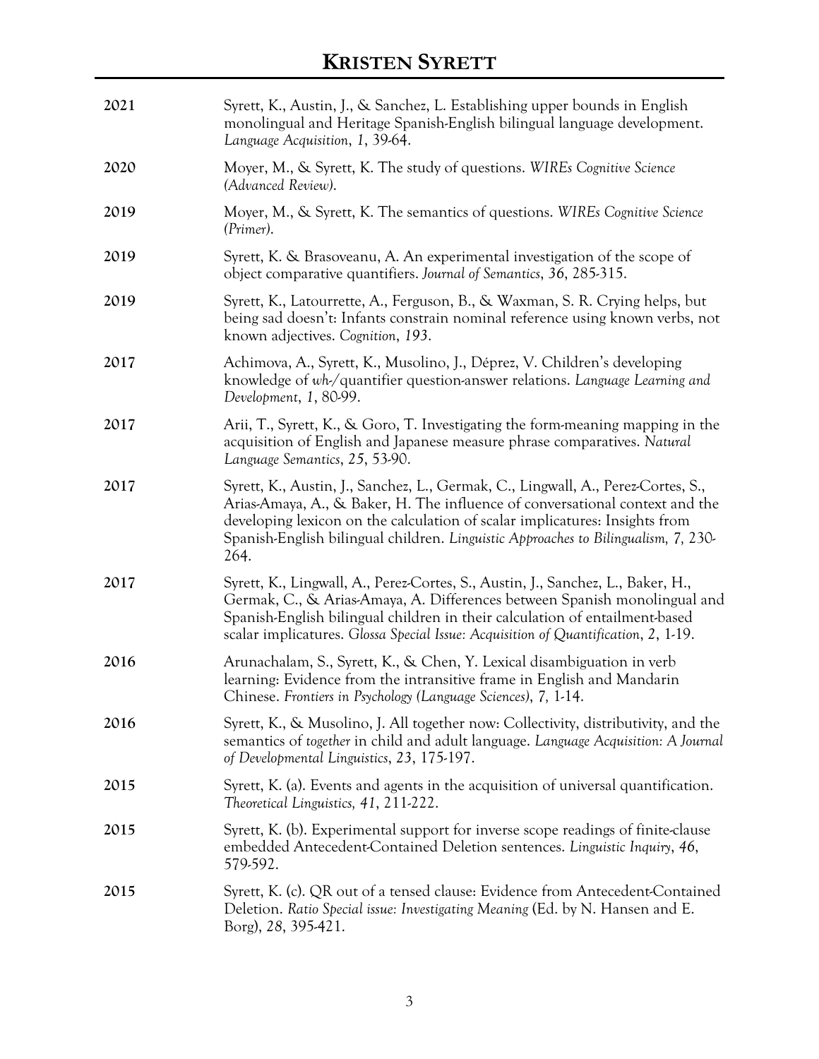| | |
|---|---|
| **2021** | Syrett, K., Austin, J., & Sanchez, L. Establishing upper bounds in English monolingual and Heritage Spanish-English bilingual language development. *Language Acquisition*, *1*, 39-64. |
| **2020** | Moyer, M., & Syrett, K. The study of questions. *WIREs Cognitive Science (Advanced Review)*. |
| **2019** | Moyer, M., & Syrett, K. The semantics of questions. *WIREs Cognitive Science (Primer)*. |
| **2019** | Syrett, K. & Brasoveanu, A. An experimental investigation of the scope of object comparative quantifiers. *Journal of Semantics*, *36*, 285-315. |
| **2019** | Syrett, K., Latourrette, A., Ferguson, B., & Waxman, S. R. Crying helps, but being sad doesn't: Infants constrain nominal reference using known verbs, not known adjectives. *Cognition*, *193*. |
| **2017** | Achimova, A., Syrett, K., Musolino, J., Déprez, V. Children's developing knowledge of *wh-/*quantifier question-answer relations. *Language Learning and Development*, *1*, 80-99. |
| **2017** | Arii, T., Syrett, K., & Goro, T. Investigating the form-meaning mapping in the acquisition of English and Japanese measure phrase comparatives. *Natural Language Semantics*, *25*, 53-90. |
| **2017** | Syrett, K., Austin, J., Sanchez, L., Germak, C., Lingwall, A., Perez-Cortes, S., Arias-Amaya, A., & Baker, H. The influence of conversational context and the developing lexicon on the calculation of scalar implicatures: Insights from Spanish-English bilingual children. *Linguistic Approaches to Bilingualism, 7,* 230-264. |
| **2017** | Syrett, K., Lingwall, A., Perez-Cortes, S., Austin, J., Sanchez, L., Baker, H., Germak, C., & Arias-Amaya, A. Differences between Spanish monolingual and Spanish-English bilingual children in their calculation of entailment-based scalar implicatures. *Glossa Special Issue: Acquisition of Quantification*, *2*, 1-19. |
| **2016** | Arunachalam, S., Syrett, K., & Chen, Y. Lexical disambiguation in verb learning: Evidence from the intransitive frame in English and Mandarin Chinese. *Frontiers in Psychology (Language Sciences)*, *7,* 1-14. |
| **2016** | Syrett, K., & Musolino, J. All together now: Collectivity, distributivity, and the semantics of *together* in child and adult language. *Language Acquisition: A Journal of Developmental Linguistics*, *23*, 175-197. |
| **2015** | Syrett, K. (a). Events and agents in the acquisition of universal quantification. *Theoretical Linguistics, 41*, 211-222. |
| **2015** | Syrett, K. (b). Experimental support for inverse scope readings of finite-clause embedded Antecedent-Contained Deletion sentences. *Linguistic Inquiry*, *46*, 579-592. |
| **2015** | Syrett, K. (c). QR out of a tensed clause: Evidence from Antecedent-Contained Deletion. *Ratio Special issue: Investigating Meaning* (Ed. by N. Hansen and E. Borg), *28*, 395-421. |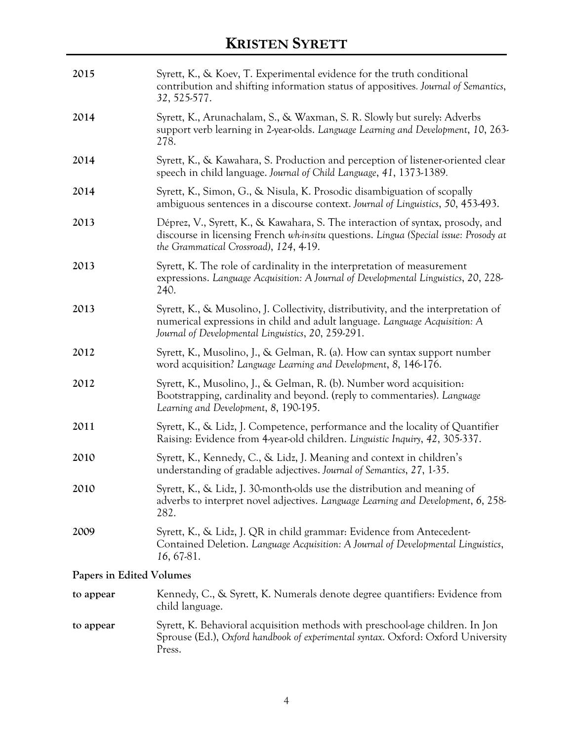**2015** Syrett, K., & Koev, T. Experimental evidence for the truth conditional contribution and shifting information status of appositives. *Journal of Semantics*, *32*, 525-577.

**2014** Syrett, K., Arunachalam, S., & Waxman, S. R. Slowly but surely: Adverbs support verb learning in 2-year-olds. *Language Learning and Development*, *10*, 263-278.

**2014** Syrett, K., & Kawahara, S. Production and perception of listener-oriented clear speech in child language. *Journal of Child Language*, *41*, 1373-1389.

**2014** Syrett, K., Simon, G., & Nisula, K. Prosodic disambiguation of scopally ambiguous sentences in a discourse context. *Journal of Linguistics*, *50*, 453-493.

**2013** Déprez, V., Syrett, K., & Kawahara, S. The interaction of syntax, prosody, and discourse in licensing French *wh-in-situ* questions. *Lingua (Special issue: Prosody at the Grammatical Crossroad)*, *124*, 4-19.

**2013** Syrett, K. The role of cardinality in the interpretation of measurement expressions. *Language Acquisition: A Journal of Developmental Linguistics*, *20*, 228-240.

**2013** Syrett, K., & Musolino, J. Collectivity, distributivity, and the interpretation of numerical expressions in child and adult language. *Language Acquisition: A Journal of Developmental Linguistics*, *20*, 259-291.

**2012** Syrett, K., Musolino, J., & Gelman, R. (a). How can syntax support number word acquisition? *Language Learning and Development*, *8*, 146-176.

**2012** Syrett, K., Musolino, J., & Gelman, R. (b). Number word acquisition: Bootstrapping, cardinality and beyond. (reply to commentaries). *Language Learning and Development*, *8*, 190-195.

**2011** Syrett, K., & Lidz, J. Competence, performance and the locality of Quantifier Raising: Evidence from 4-year-old children. *Linguistic Inquiry*, *42*, 305-337.

**2010** Syrett, K., Kennedy, C., & Lidz, J. Meaning and context in children's understanding of gradable adjectives. *Journal of Semantics*, *27*, 1-35.

**2010** Syrett, K., & Lidz, J. 30-month-olds use the distribution and meaning of adverbs to interpret novel adjectives. *Language Learning and Development*, *6*, 258-282.

**2009** Syrett, K., & Lidz, J. QR in child grammar: Evidence from Antecedent-Contained Deletion. *Language Acquisition: A Journal of Developmental Linguistics*, *16*, 67-81.

### Papers in Edited Volumes

**to appear** Kennedy, C., & Syrett, K. Numerals denote degree quantifiers: Evidence from child language.

**to appear** Syrett, K. Behavioral acquisition methods with preschool-age children. In Jon Sprouse (Ed.), *Oxford handbook of experimental syntax*. Oxford: Oxford University Press.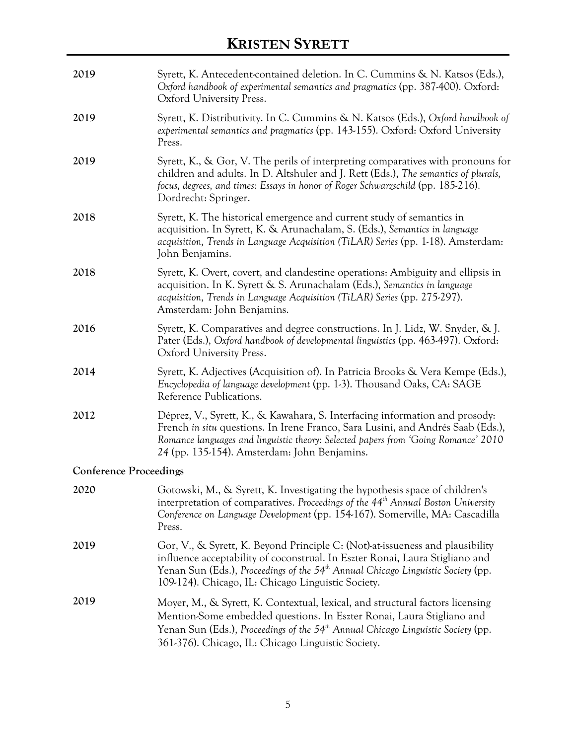**2019** Syrett, K. Antecedent-contained deletion. In C. Cummins & N. Katsos (Eds.), *Oxford handbook of experimental semantics and pragmatics* (pp. 387-400). Oxford: Oxford University Press.

**2019** Syrett, K. Distributivity. In C. Cummins & N. Katsos (Eds.), *Oxford handbook of experimental semantics and pragmatics* (pp. 143-155). Oxford: Oxford University Press.

**2019** Syrett, K., & Gor, V. The perils of interpreting comparatives with pronouns for children and adults. In D. Altshuler and J. Rett (Eds.), *The semantics of plurals, focus, degrees, and times: Essays in honor of Roger Schwarzschild* (pp. 185-216). Dordrecht: Springer.

**2018** Syrett, K. The historical emergence and current study of semantics in acquisition. In Syrett, K. & Arunachalam, S. (Eds.), *Semantics in language acquisition, Trends in Language Acquisition (TiLAR) Series* (pp. 1-18). Amsterdam: John Benjamins.

**2018** Syrett, K. Overt, covert, and clandestine operations: Ambiguity and ellipsis in acquisition. In K. Syrett & S. Arunachalam (Eds.), *Semantics in language acquisition, Trends in Language Acquisition (TiLAR) Series* (pp. 275-297). Amsterdam: John Benjamins.

**2016** Syrett, K. Comparatives and degree constructions. In J. Lidz, W. Snyder, & J. Pater (Eds.), *Oxford handbook of developmental linguistics* (pp. 463-497). Oxford: Oxford University Press.

**2014** Syrett, K. Adjectives (Acquisition of). In Patricia Brooks & Vera Kempe (Eds.), *Encyclopedia of language development* (pp. 1-3). Thousand Oaks, CA: SAGE Reference Publications.

**2012** Déprez, V., Syrett, K., & Kawahara, S. Interfacing information and prosody: French *in situ* questions. In Irene Franco, Sara Lusini, and Andrés Saab (Eds.), *Romance languages and linguistic theory: Selected papers from 'Going Romance' 2010 24* (pp. 135-154). Amsterdam: John Benjamins.

### Conference Proceedings

**2020** Gotowski, M., & Syrett, K. Investigating the hypothesis space of children's interpretation of comparatives. *Proceedings of the 44th Annual Boston University Conference on Language Development* (pp. 154-167). Somerville, MA: Cascadilla Press.

**2019** Gor, V., & Syrett, K. Beyond Principle C: (Not)-at-issueness and plausibility influence acceptability of coconstrual. In Eszter Ronai, Laura Stigliano and Yenan Sun (Eds.), *Proceedings of the 54th Annual Chicago Linguistic Society* (pp. 109-124). Chicago, IL: Chicago Linguistic Society.

**2019** Moyer, M., & Syrett, K. Contextual, lexical, and structural factors licensing Mention-Some embedded questions. In Eszter Ronai, Laura Stigliano and Yenan Sun (Eds.), *Proceedings of the 54th Annual Chicago Linguistic Society* (pp. 361-376). Chicago, IL: Chicago Linguistic Society.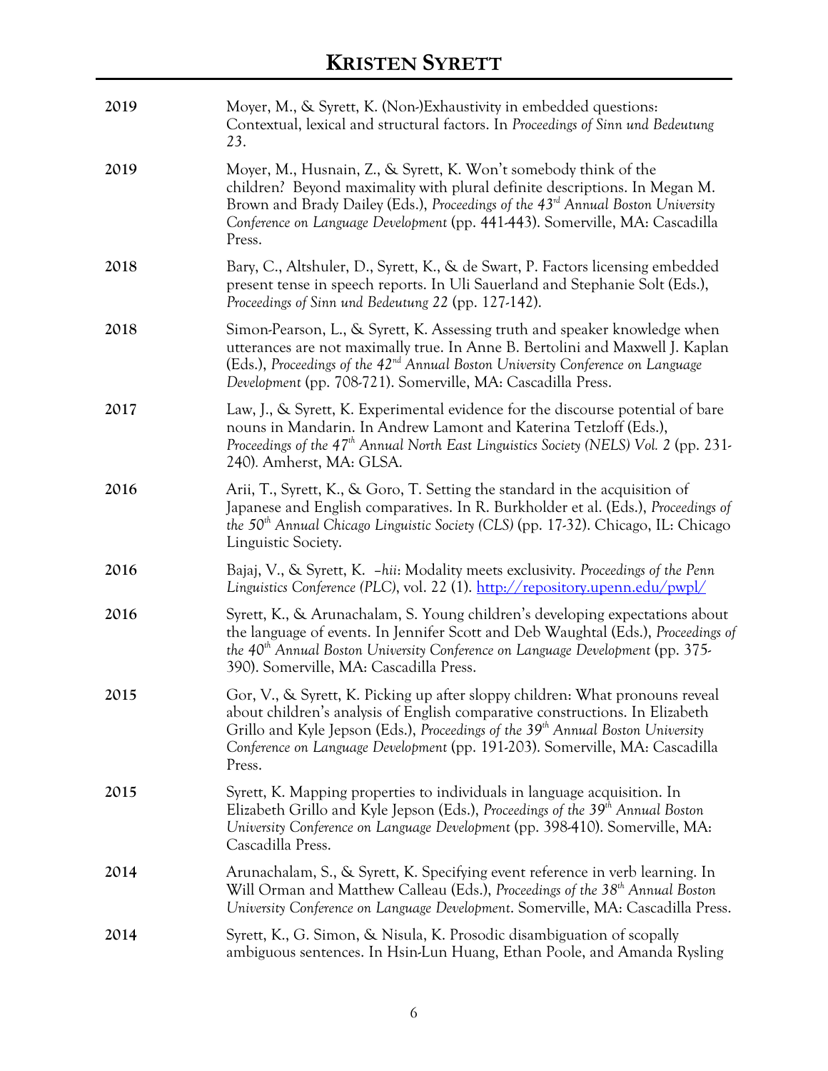**2019** Moyer, M., & Syrett, K. (Non-)Exhaustivity in embedded questions: Contextual, lexical and structural factors. In *Proceedings of Sinn und Bedeutung 23*.

**2019** Moyer, M., Husnain, Z., & Syrett, K. Won't somebody think of the children? Beyond maximality with plural definite descriptions. In Megan M. Brown and Brady Dailey (Eds.), *Proceedings of the 43rd Annual Boston University Conference on Language Development* (pp. 441-443). Somerville, MA: Cascadilla Press.

**2018** Bary, C., Altshuler, D., Syrett, K., & de Swart, P. Factors licensing embedded present tense in speech reports. In Uli Sauerland and Stephanie Solt (Eds.), *Proceedings of Sinn und Bedeutung 22* (pp. 127-142).

**2018** Simon-Pearson, L., & Syrett, K. Assessing truth and speaker knowledge when utterances are not maximally true. In Anne B. Bertolini and Maxwell J. Kaplan (Eds.), *Proceedings of the 42nd Annual Boston University Conference on Language Development* (pp. 708-721). Somerville, MA: Cascadilla Press.

**2017** Law, J., & Syrett, K. Experimental evidence for the discourse potential of bare nouns in Mandarin. In Andrew Lamont and Katerina Tetzloff (Eds.), *Proceedings of the 47th Annual North East Linguistics Society (NELS) Vol. 2* (pp. 231-240). Amherst, MA: GLSA.

**2016** Arii, T., Syrett, K., & Goro, T. Setting the standard in the acquisition of Japanese and English comparatives. In R. Burkholder et al. (Eds.), *Proceedings of the 50th Annual Chicago Linguistic Society (CLS)* (pp. 17-32). Chicago, IL: Chicago Linguistic Society.

**2016** Bajaj, V., & Syrett, K. *–hii*: Modality meets exclusivity. *Proceedings of the Penn Linguistics Conference (PLC)*, vol. 22 (1). http://repository.upenn.edu/pwpl/

**2016** Syrett, K., & Arunachalam, S. Young children's developing expectations about the language of events. In Jennifer Scott and Deb Waughtal (Eds.), *Proceedings of the 40th Annual Boston University Conference on Language Development* (pp. 375-390). Somerville, MA: Cascadilla Press.

**2015** Gor, V., & Syrett, K. Picking up after sloppy children: What pronouns reveal about children's analysis of English comparative constructions. In Elizabeth Grillo and Kyle Jepson (Eds.), *Proceedings of the 39th Annual Boston University Conference on Language Development* (pp. 191-203). Somerville, MA: Cascadilla Press.

**2015** Syrett, K. Mapping properties to individuals in language acquisition. In Elizabeth Grillo and Kyle Jepson (Eds.), *Proceedings of the 39th Annual Boston University Conference on Language Development* (pp. 398-410). Somerville, MA: Cascadilla Press.

**2014** Arunachalam, S., & Syrett, K. Specifying event reference in verb learning. In Will Orman and Matthew Calleau (Eds.), *Proceedings of the 38th Annual Boston University Conference on Language Development*. Somerville, MA: Cascadilla Press.

**2014** Syrett, K., G. Simon, & Nisula, K. Prosodic disambiguation of scopally ambiguous sentences. In Hsin-Lun Huang, Ethan Poole, and Amanda Rysling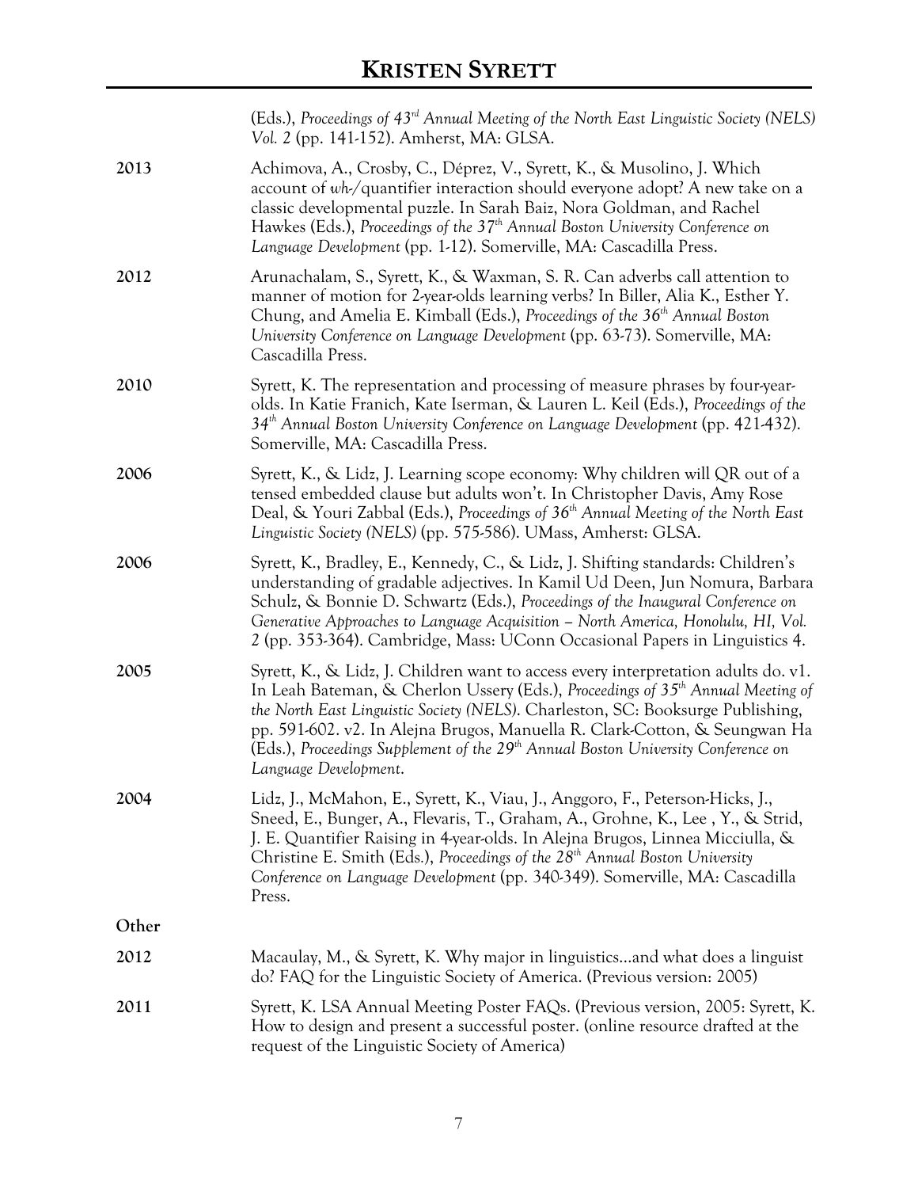(Eds.), *Proceedings of 43rd Annual Meeting of the North East Linguistic Society (NELS) Vol. 2* (pp. 141-152). Amherst, MA: GLSA.

**2013** Achimova, A., Crosby, C., Déprez, V., Syrett, K., & Musolino, J. Which account of *wh-*/quantifier interaction should everyone adopt? A new take on a classic developmental puzzle. In Sarah Baiz, Nora Goldman, and Rachel Hawkes (Eds.), *Proceedings of the 37th Annual Boston University Conference on Language Development* (pp. 1-12). Somerville, MA: Cascadilla Press.

**2012** Arunachalam, S., Syrett, K., & Waxman, S. R. Can adverbs call attention to manner of motion for 2-year-olds learning verbs? In Biller, Alia K., Esther Y. Chung, and Amelia E. Kimball (Eds.), *Proceedings of the 36th Annual Boston University Conference on Language Development* (pp. 63-73). Somerville, MA: Cascadilla Press.

**2010** Syrett, K. The representation and processing of measure phrases by four-year-olds. In Katie Franich, Kate Iserman, & Lauren L. Keil (Eds.), *Proceedings of the 34th Annual Boston University Conference on Language Development* (pp. 421-432). Somerville, MA: Cascadilla Press.

**2006** Syrett, K., & Lidz, J. Learning scope economy: Why children will QR out of a tensed embedded clause but adults won't. In Christopher Davis, Amy Rose Deal, & Youri Zabbal (Eds.), *Proceedings of 36th Annual Meeting of the North East Linguistic Society (NELS)* (pp. 575-586). UMass, Amherst: GLSA.

**2006** Syrett, K., Bradley, E., Kennedy, C., & Lidz, J. Shifting standards: Children's understanding of gradable adjectives. In Kamil Ud Deen, Jun Nomura, Barbara Schulz, & Bonnie D. Schwartz (Eds.), *Proceedings of the Inaugural Conference on Generative Approaches to Language Acquisition – North America, Honolulu, HI, Vol. 2* (pp. 353-364). Cambridge, Mass: UConn Occasional Papers in Linguistics 4.

**2005** Syrett, K., & Lidz, J. Children want to access every interpretation adults do. v1. In Leah Bateman, & Cherlon Ussery (Eds.), *Proceedings of 35th Annual Meeting of the North East Linguistic Society (NELS)*. Charleston, SC: Booksurge Publishing, pp. 591-602. v2. In Alejna Brugos, Manuella R. Clark-Cotton, & Seungwan Ha (Eds.), *Proceedings Supplement of the 29th Annual Boston University Conference on Language Development*.

**2004** Lidz, J., McMahon, E., Syrett, K., Viau, J., Anggoro, F., Peterson-Hicks, J., Sneed, E., Bunger, A., Flevaris, T., Graham, A., Grohne, K., Lee , Y., & Strid, J. E. Quantifier Raising in 4-year-olds. In Alejna Brugos, Linnea Micciulla, & Christine E. Smith (Eds.), *Proceedings of the 28th Annual Boston University Conference on Language Development* (pp. 340-349). Somerville, MA: Cascadilla Press.

**Other**

**2012** Macaulay, M., & Syrett, K. Why major in linguistics…and what does a linguist do? FAQ for the Linguistic Society of America. (Previous version: 2005)

**2011** Syrett, K. LSA Annual Meeting Poster FAQs. (Previous version, 2005: Syrett, K. How to design and present a successful poster. (online resource drafted at the request of the Linguistic Society of America)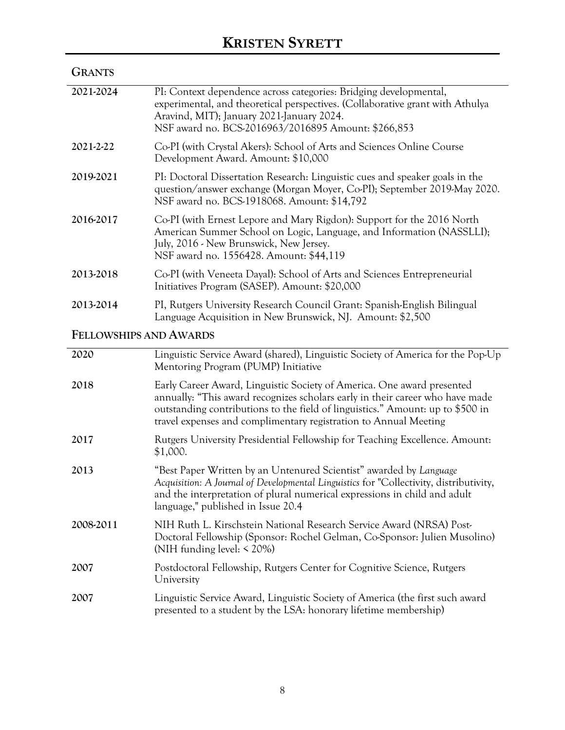## GRANTS

**2021-2024** PI: Context dependence across categories: Bridging developmental, experimental, and theoretical perspectives. (Collaborative grant with Athulya Aravind, MIT); January 2021-January 2024.
NSF award no. BCS-2016963/2016895 Amount: $266,853

**2021-2-22** Co-PI (with Crystal Akers): School of Arts and Sciences Online Course Development Award. Amount: $10,000

**2019-2021** PI: Doctoral Dissertation Research: Linguistic cues and speaker goals in the question/answer exchange (Morgan Moyer, Co-PI); September 2019-May 2020.
NSF award no. BCS-1918068. Amount: $14,792

**2016-2017** Co-PI (with Ernest Lepore and Mary Rigdon): Support for the 2016 North American Summer School on Logic, Language, and Information (NASSLLI); July, 2016 - New Brunswick, New Jersey.
NSF award no. 1556428. Amount: $44,119

**2013-2018** Co-PI (with Veneeta Dayal): School of Arts and Sciences Entrepreneurial Initiatives Program (SASEP). Amount: $20,000

**2013-2014** PI, Rutgers University Research Council Grant: Spanish-English Bilingual Language Acquisition in New Brunswick, NJ. Amount: $2,500

## FELLOWSHIPS AND AWARDS

**2020** Linguistic Service Award (shared), Linguistic Society of America for the Pop-Up Mentoring Program (PUMP) Initiative

**2018** Early Career Award, Linguistic Society of America. One award presented annually: "This award recognizes scholars early in their career who have made outstanding contributions to the field of linguistics." Amount: up to $500 in travel expenses and complimentary registration to Annual Meeting

**2017** Rutgers University Presidential Fellowship for Teaching Excellence. Amount: $1,000.

**2013** "Best Paper Written by an Untenured Scientist" awarded by *Language Acquisition: A Journal of Developmental Linguistics* for "Collectivity, distributivity, and the interpretation of plural numerical expressions in child and adult language," published in Issue 20.4

**2008-2011** NIH Ruth L. Kirschstein National Research Service Award (NRSA) Post-Doctoral Fellowship (Sponsor: Rochel Gelman, Co-Sponsor: Julien Musolino) (NIH funding level: < 20%)

**2007** Postdoctoral Fellowship, Rutgers Center for Cognitive Science, Rutgers University

**2007** Linguistic Service Award, Linguistic Society of America (the first such award presented to a student by the LSA: honorary lifetime membership)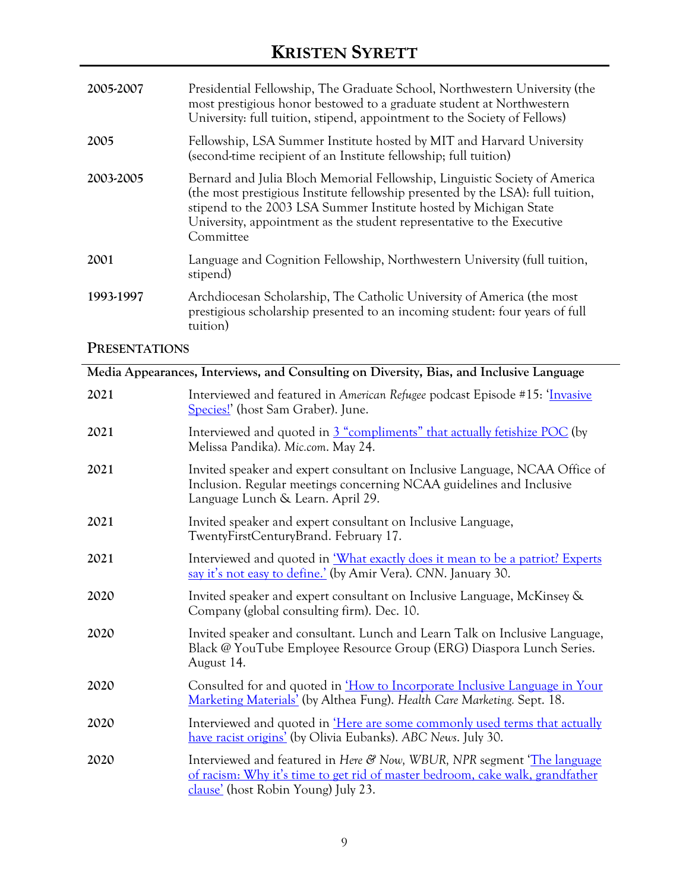**2005-2007** Presidential Fellowship, The Graduate School, Northwestern University (the most prestigious honor bestowed to a graduate student at Northwestern University: full tuition, stipend, appointment to the Society of Fellows)

**2005** Fellowship, LSA Summer Institute hosted by MIT and Harvard University (second-time recipient of an Institute fellowship; full tuition)

**2003-2005** Bernard and Julia Bloch Memorial Fellowship, Linguistic Society of America (the most prestigious Institute fellowship presented by the LSA): full tuition, stipend to the 2003 LSA Summer Institute hosted by Michigan State University, appointment as the student representative to the Executive Committee

**2001** Language and Cognition Fellowship, Northwestern University (full tuition, stipend)

**1993-1997** Archdiocesan Scholarship, The Catholic University of America (the most prestigious scholarship presented to an incoming student: four years of full tuition)

## PRESENTATIONS

### Media Appearances, Interviews, and Consulting on Diversity, Bias, and Inclusive Language

**2021** Interviewed and featured in *American Refugee* podcast Episode #15: 'Invasive Species!' (host Sam Graber). June.

**2021** Interviewed and quoted in 3 "compliments" that actually fetishize POC (by Melissa Pandika). *Mic.com*. May 24.

**2021** Invited speaker and expert consultant on Inclusive Language, NCAA Office of Inclusion. Regular meetings concerning NCAA guidelines and Inclusive Language Lunch & Learn. April 29.

**2021** Invited speaker and expert consultant on Inclusive Language, TwentyFirstCenturyBrand. February 17.

**2021** Interviewed and quoted in 'What exactly does it mean to be a patriot? Experts say it's not easy to define.' (by Amir Vera). *CNN*. January 30.

**2020** Invited speaker and expert consultant on Inclusive Language, McKinsey & Company (global consulting firm). Dec. 10.

**2020** Invited speaker and consultant. Lunch and Learn Talk on Inclusive Language, Black @ YouTube Employee Resource Group (ERG) Diaspora Lunch Series. August 14.

**2020** Consulted for and quoted in 'How to Incorporate Inclusive Language in Your Marketing Materials' (by Althea Fung). *Health Care Marketing.* Sept. 18.

**2020** Interviewed and quoted in 'Here are some commonly used terms that actually have racist origins' (by Olivia Eubanks). *ABC News*. July 30.

**2020** Interviewed and featured in *Here & Now, WBUR, NPR* segment 'The language of racism: Why it's time to get rid of master bedroom, cake walk, grandfather clause' (host Robin Young) July 23.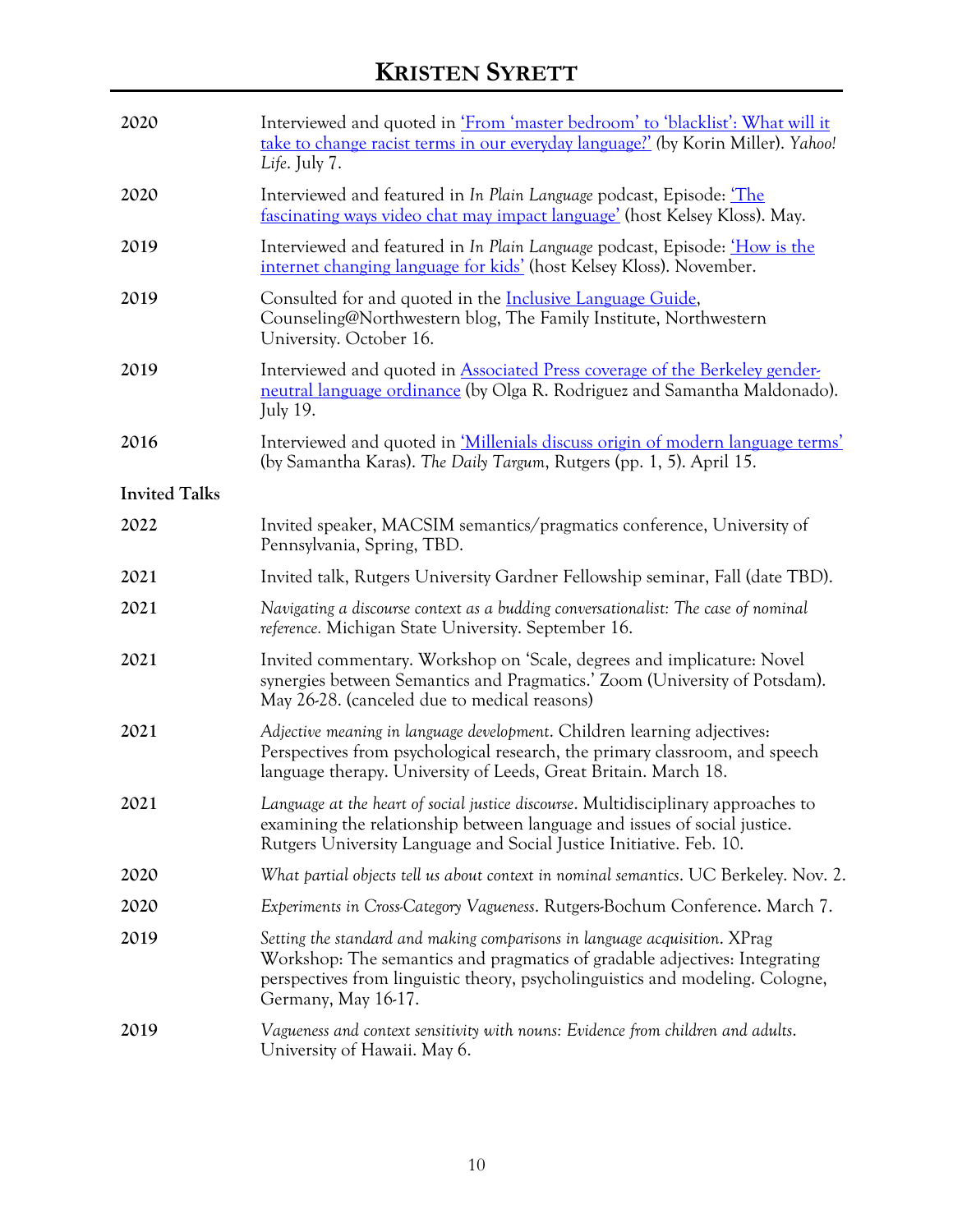| | |
|---|---|
| 2020 | Interviewed and quoted in 'From 'master bedroom' to 'blacklist': What will it take to change racist terms in our everyday language?' (by Korin Miller). *Yahoo! Life*. July 7. |
| 2020 | Interviewed and featured in *In Plain Language* podcast, Episode: 'The fascinating ways video chat may impact language' (host Kelsey Kloss). May. |
| 2019 | Interviewed and featured in *In Plain Language* podcast, Episode: 'How is the internet changing language for kids' (host Kelsey Kloss). November. |
| 2019 | Consulted for and quoted in the Inclusive Language Guide, Counseling@Northwestern blog, The Family Institute, Northwestern University. October 16. |
| 2019 | Interviewed and quoted in Associated Press coverage of the Berkeley gender-neutral language ordinance (by Olga R. Rodriguez and Samantha Maldonado). July 19. |
| 2016 | Interviewed and quoted in 'Millenials discuss origin of modern language terms' (by Samantha Karas). *The Daily Targum*, Rutgers (pp. 1, 5). April 15. |

**Invited Talks**

| | |
|---|---|
| 2022 | Invited speaker, MACSIM semantics/pragmatics conference, University of Pennsylvania, Spring, TBD. |
| 2021 | Invited talk, Rutgers University Gardner Fellowship seminar, Fall (date TBD). |
| 2021 | *Navigating a discourse context as a budding conversationalist: The case of nominal reference.* Michigan State University. September 16. |
| 2021 | Invited commentary. Workshop on 'Scale, degrees and implicature: Novel synergies between Semantics and Pragmatics.' Zoom (University of Potsdam). May 26-28. (canceled due to medical reasons) |
| 2021 | *Adjective meaning in language development*. Children learning adjectives: Perspectives from psychological research, the primary classroom, and speech language therapy. University of Leeds, Great Britain. March 18. |
| 2021 | *Language at the heart of social justice discourse*. Multidisciplinary approaches to examining the relationship between language and issues of social justice. Rutgers University Language and Social Justice Initiative. Feb. 10. |
| 2020 | *What partial objects tell us about context in nominal semantics*. UC Berkeley. Nov. 2. |
| 2020 | *Experiments in Cross-Category Vagueness*. Rutgers-Bochum Conference. March 7. |
| 2019 | *Setting the standard and making comparisons in language acquisition*. XPrag Workshop: The semantics and pragmatics of gradable adjectives: Integrating perspectives from linguistic theory, psycholinguistics and modeling. Cologne, Germany, May 16-17. |
| 2019 | *Vagueness and context sensitivity with nouns: Evidence from children and adults*. University of Hawaii. May 6. |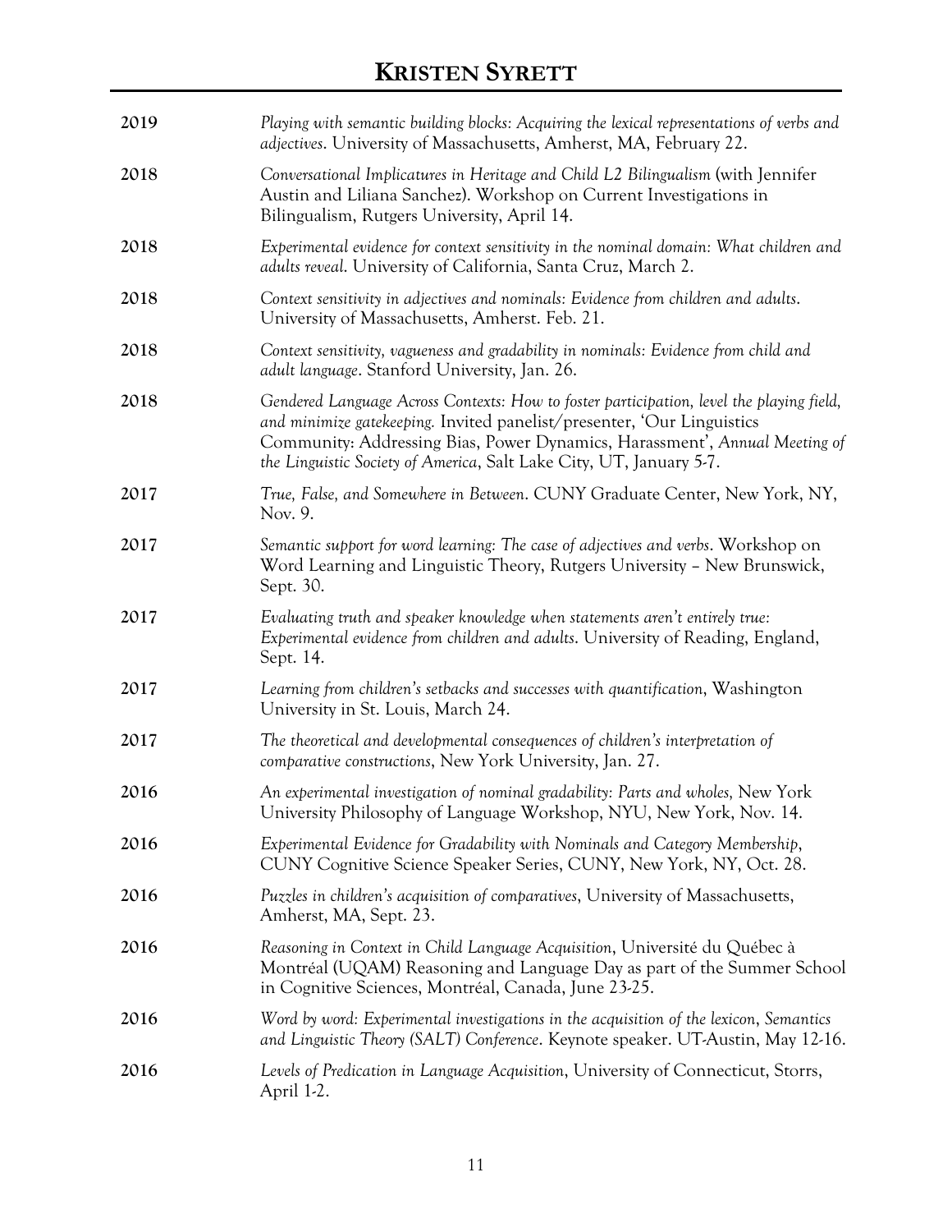**2019** *Playing with semantic building blocks: Acquiring the lexical representations of verbs and adjectives*. University of Massachusetts, Amherst, MA, February 22.

**2018** *Conversational Implicatures in Heritage and Child L2 Bilingualism* (with Jennifer Austin and Liliana Sanchez). Workshop on Current Investigations in Bilingualism, Rutgers University, April 14.

**2018** *Experimental evidence for context sensitivity in the nominal domain: What children and adults reveal*. University of California, Santa Cruz, March 2.

**2018** *Context sensitivity in adjectives and nominals: Evidence from children and adults*. University of Massachusetts, Amherst. Feb. 21.

**2018** *Context sensitivity, vagueness and gradability in nominals: Evidence from child and adult language*. Stanford University, Jan. 26.

**2018** *Gendered Language Across Contexts: How to foster participation, level the playing field, and minimize gatekeeping.* Invited panelist/presenter, 'Our Linguistics Community: Addressing Bias, Power Dynamics, Harassment', *Annual Meeting of the Linguistic Society of America*, Salt Lake City, UT, January 5-7.

**2017** *True, False, and Somewhere in Between*. CUNY Graduate Center, New York, NY, Nov. 9.

**2017** *Semantic support for word learning: The case of adjectives and verbs*. Workshop on Word Learning and Linguistic Theory, Rutgers University – New Brunswick, Sept. 30.

**2017** *Evaluating truth and speaker knowledge when statements aren't entirely true: Experimental evidence from children and adults*. University of Reading, England, Sept. 14.

**2017** *Learning from children's setbacks and successes with quantification*, Washington University in St. Louis, March 24.

**2017** *The theoretical and developmental consequences of children's interpretation of comparative constructions*, New York University, Jan. 27.

**2016** *An experimental investigation of nominal gradability: Parts and wholes,* New York University Philosophy of Language Workshop, NYU, New York, Nov. 14.

**2016** *Experimental Evidence for Gradability with Nominals and Category Membership*, CUNY Cognitive Science Speaker Series, CUNY, New York, NY, Oct. 28.

**2016** *Puzzles in children's acquisition of comparatives*, University of Massachusetts, Amherst, MA, Sept. 23.

**2016** *Reasoning in Context in Child Language Acquisition*, Université du Québec à Montréal (UQAM) Reasoning and Language Day as part of the Summer School in Cognitive Sciences, Montréal, Canada, June 23-25.

**2016** *Word by word: Experimental investigations in the acquisition of the lexicon*, *Semantics and Linguistic Theory (SALT) Conference*. Keynote speaker. UT-Austin, May 12-16.

**2016** *Levels of Predication in Language Acquisition*, University of Connecticut, Storrs, April 1-2.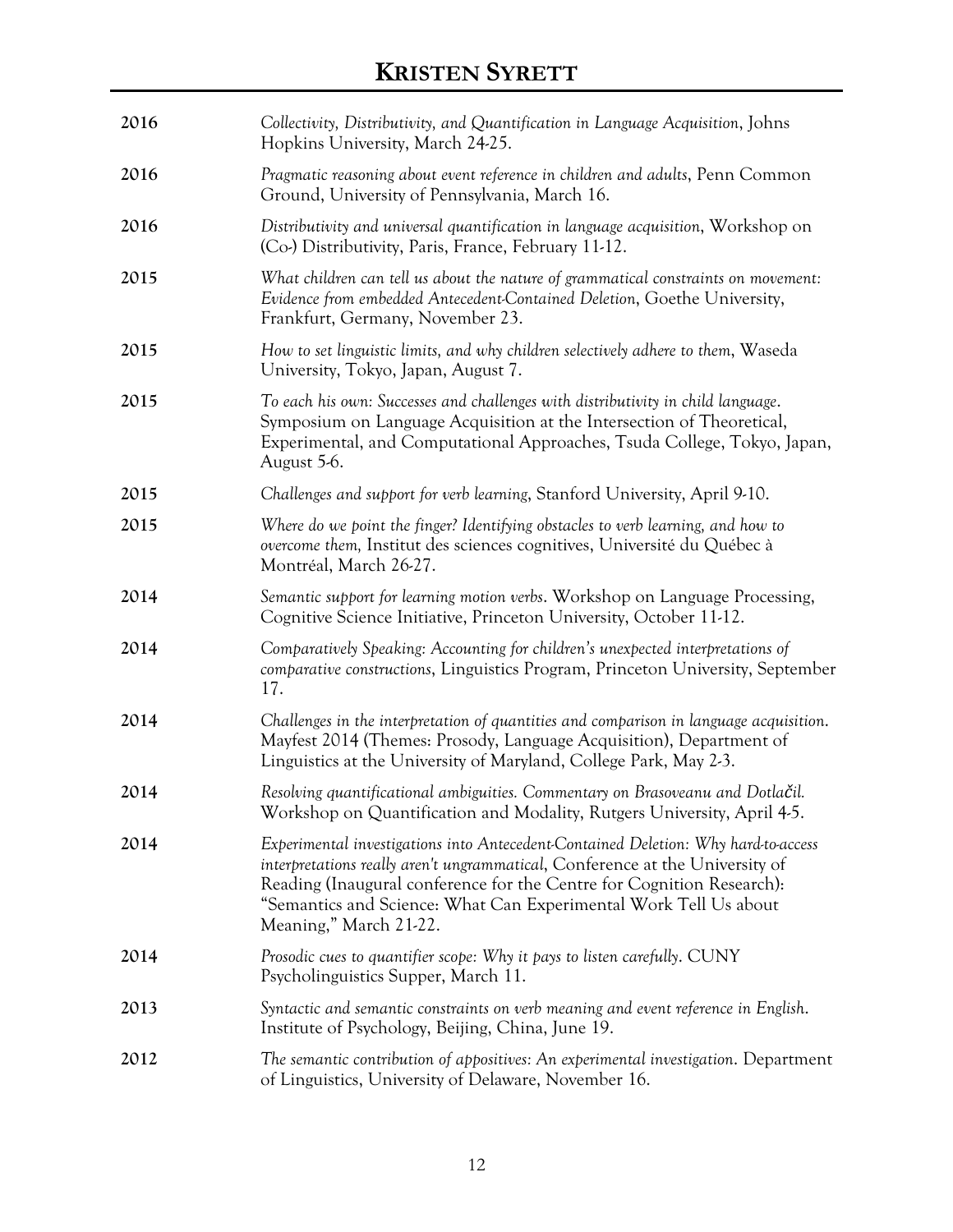| | |
|---|---|
| 2016 | *Collectivity, Distributivity, and Quantification in Language Acquisition*, Johns Hopkins University, March 24-25. |
| 2016 | *Pragmatic reasoning about event reference in children and adults*, Penn Common Ground, University of Pennsylvania, March 16. |
| 2016 | *Distributivity and universal quantification in language acquisition*, Workshop on (Co-) Distributivity, Paris, France, February 11-12. |
| 2015 | *What children can tell us about the nature of grammatical constraints on movement: Evidence from embedded Antecedent-Contained Deletion*, Goethe University, Frankfurt, Germany, November 23. |
| 2015 | *How to set linguistic limits, and why children selectively adhere to them*, Waseda University, Tokyo, Japan, August 7. |
| 2015 | *To each his own: Successes and challenges with distributivity in child language*. Symposium on Language Acquisition at the Intersection of Theoretical, Experimental, and Computational Approaches, Tsuda College, Tokyo, Japan, August 5-6. |
| 2015 | *Challenges and support for verb learning*, Stanford University, April 9-10. |
| 2015 | *Where do we point the finger? Identifying obstacles to verb learning, and how to overcome them,* Institut des sciences cognitives, Université du Québec à Montréal, March 26-27. |
| 2014 | *Semantic support for learning motion verbs*. Workshop on Language Processing, Cognitive Science Initiative, Princeton University, October 11-12. |
| 2014 | *Comparatively Speaking: Accounting for children's unexpected interpretations of comparative constructions*, Linguistics Program, Princeton University, September 17. |
| 2014 | *Challenges in the interpretation of quantities and comparison in language acquisition*. Mayfest 2014 (Themes: Prosody, Language Acquisition), Department of Linguistics at the University of Maryland, College Park, May 2-3. |
| 2014 | *Resolving quantificational ambiguities. Commentary on Brasoveanu and Dotlačil.* Workshop on Quantification and Modality, Rutgers University, April 4-5. |
| 2014 | *Experimental investigations into Antecedent-Contained Deletion: Why hard-to-access interpretations really aren't ungrammatical*, Conference at the University of Reading (Inaugural conference for the Centre for Cognition Research): "Semantics and Science: What Can Experimental Work Tell Us about Meaning," March 21-22. |
| 2014 | *Prosodic cues to quantifier scope: Why it pays to listen carefully*. CUNY Psycholinguistics Supper, March 11. |
| 2013 | *Syntactic and semantic constraints on verb meaning and event reference in English*. Institute of Psychology, Beijing, China, June 19. |
| 2012 | *The semantic contribution of appositives: An experimental investigation*. Department of Linguistics, University of Delaware, November 16. |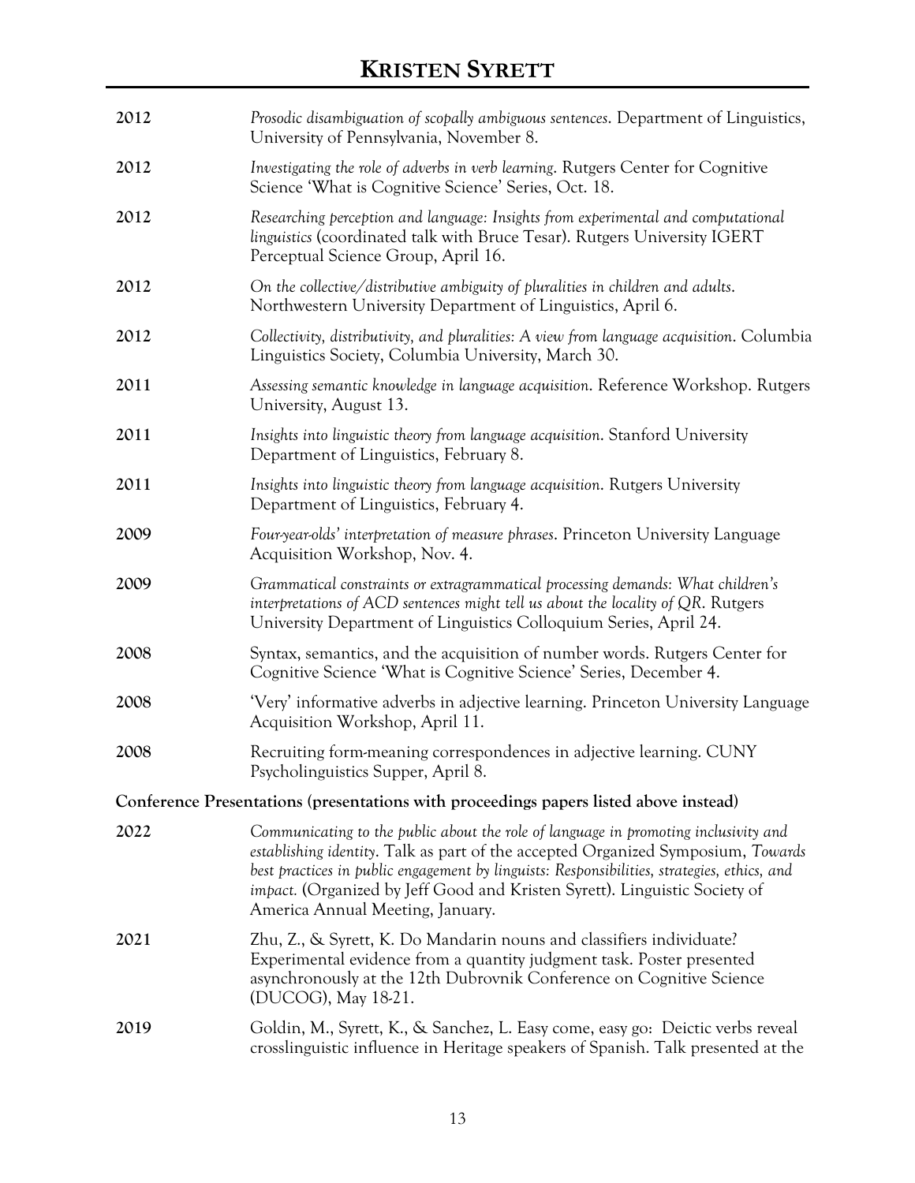2012 *Prosodic disambiguation of scopally ambiguous sentences*. Department of Linguistics, University of Pennsylvania, November 8.

2012 *Investigating the role of adverbs in verb learning*. Rutgers Center for Cognitive Science 'What is Cognitive Science' Series, Oct. 18.

2012 *Researching perception and language: Insights from experimental and computational linguistics* (coordinated talk with Bruce Tesar). Rutgers University IGERT Perceptual Science Group, April 16.

2012 *On the collective/distributive ambiguity of pluralities in children and adults*. Northwestern University Department of Linguistics, April 6.

2012 *Collectivity, distributivity, and pluralities: A view from language acquisition*. Columbia Linguistics Society, Columbia University, March 30.

2011 *Assessing semantic knowledge in language acquisition*. Reference Workshop. Rutgers University, August 13.

2011 *Insights into linguistic theory from language acquisition*. Stanford University Department of Linguistics, February 8.

2011 *Insights into linguistic theory from language acquisition*. Rutgers University Department of Linguistics, February 4.

2009 *Four-year-olds' interpretation of measure phrases*. Princeton University Language Acquisition Workshop, Nov. 4.

2009 *Grammatical constraints or extragrammatical processing demands: What children's interpretations of ACD sentences might tell us about the locality of QR*. Rutgers University Department of Linguistics Colloquium Series, April 24.

2008 Syntax, semantics, and the acquisition of number words. Rutgers Center for Cognitive Science 'What is Cognitive Science' Series, December 4.

2008 'Very' informative adverbs in adjective learning. Princeton University Language Acquisition Workshop, April 11.

2008 Recruiting form-meaning correspondences in adjective learning. CUNY Psycholinguistics Supper, April 8.

**Conference Presentations (presentations with proceedings papers listed above instead)**

2022 *Communicating to the public about the role of language in promoting inclusivity and establishing identity*. Talk as part of the accepted Organized Symposium, *Towards best practices in public engagement by linguists: Responsibilities, strategies, ethics, and impact.* (Organized by Jeff Good and Kristen Syrett). Linguistic Society of America Annual Meeting, January.

2021 Zhu, Z., & Syrett, K. Do Mandarin nouns and classifiers individuate? Experimental evidence from a quantity judgment task. Poster presented asynchronously at the 12th Dubrovnik Conference on Cognitive Science (DUCOG), May 18-21.

2019 Goldin, M., Syrett, K., & Sanchez, L. Easy come, easy go: Deictic verbs reveal crosslinguistic influence in Heritage speakers of Spanish. Talk presented at the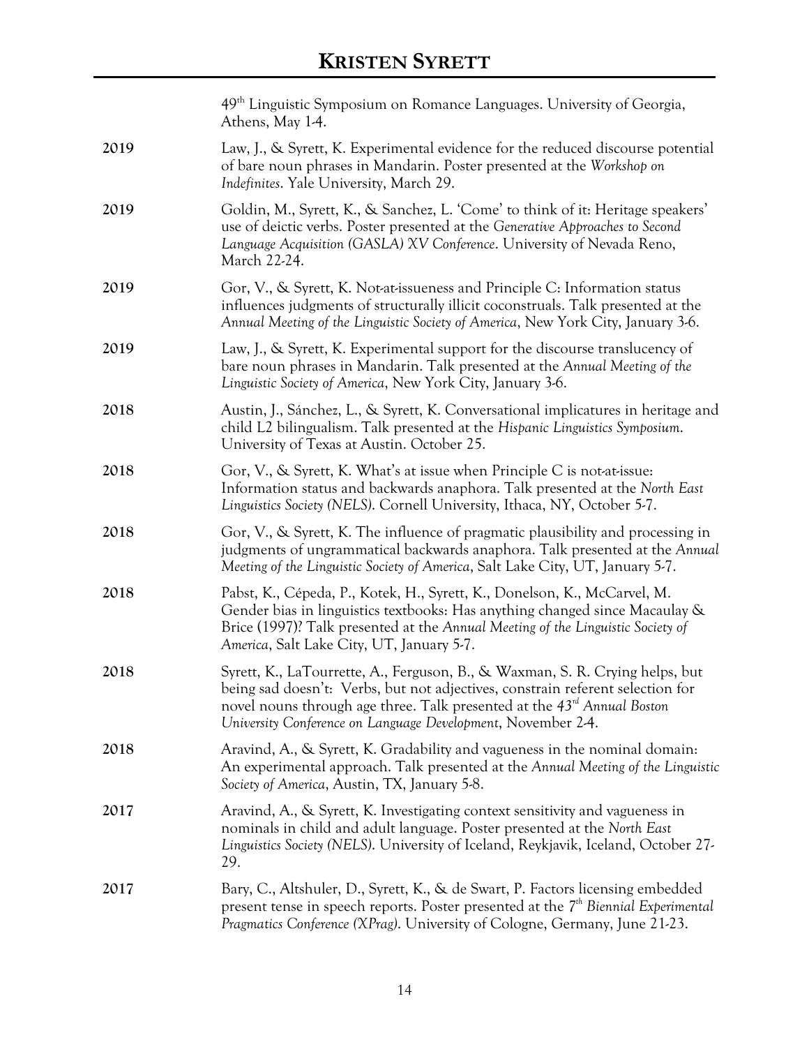49th Linguistic Symposium on Romance Languages. University of Georgia, Athens, May 1-4.

**2019** Law, J., & Syrett, K. Experimental evidence for the reduced discourse potential of bare noun phrases in Mandarin. Poster presented at the *Workshop on Indefinites*. Yale University, March 29.

**2019** Goldin, M., Syrett, K., & Sanchez, L. 'Come' to think of it: Heritage speakers' use of deictic verbs. Poster presented at the *Generative Approaches to Second Language Acquisition (GASLA) XV Conference*. University of Nevada Reno, March 22-24.

**2019** Gor, V., & Syrett, K. Not-at-issueness and Principle C: Information status influences judgments of structurally illicit coconstruals. Talk presented at the *Annual Meeting of the Linguistic Society of America*, New York City, January 3-6.

**2019** Law, J., & Syrett, K. Experimental support for the discourse translucency of bare noun phrases in Mandarin. Talk presented at the *Annual Meeting of the Linguistic Society of America*, New York City, January 3-6.

**2018** Austin, J., Sánchez, L., & Syrett, K. Conversational implicatures in heritage and child L2 bilingualism. Talk presented at the *Hispanic Linguistics Symposium*. University of Texas at Austin. October 25.

**2018** Gor, V., & Syrett, K. What's at issue when Principle C is not-at-issue: Information status and backwards anaphora. Talk presented at the *North East Linguistics Society (NELS)*. Cornell University, Ithaca, NY, October 5-7.

**2018** Gor, V., & Syrett, K. The influence of pragmatic plausibility and processing in judgments of ungrammatical backwards anaphora. Talk presented at the *Annual Meeting of the Linguistic Society of America*, Salt Lake City, UT, January 5-7.

**2018** Pabst, K., Cépeda, P., Kotek, H., Syrett, K., Donelson, K., McCarvel, M. Gender bias in linguistics textbooks: Has anything changed since Macaulay & Brice (1997)? Talk presented at the *Annual Meeting of the Linguistic Society of America*, Salt Lake City, UT, January 5-7.

**2018** Syrett, K., LaTourrette, A., Ferguson, B., & Waxman, S. R. Crying helps, but being sad doesn't: Verbs, but not adjectives, constrain referent selection for novel nouns through age three. Talk presented at the *43rd Annual Boston University Conference on Language Development*, November 2-4.

**2018** Aravind, A., & Syrett, K. Gradability and vagueness in the nominal domain: An experimental approach. Talk presented at the *Annual Meeting of the Linguistic Society of America*, Austin, TX, January 5-8.

**2017** Aravind, A., & Syrett, K. Investigating context sensitivity and vagueness in nominals in child and adult language. Poster presented at the *North East Linguistics Society (NELS)*. University of Iceland, Reykjavik, Iceland, October 27-29.

**2017** Bary, C., Altshuler, D., Syrett, K., & de Swart, P. Factors licensing embedded present tense in speech reports. Poster presented at the *7th Biennial Experimental Pragmatics Conference (XPrag)*. University of Cologne, Germany, June 21-23.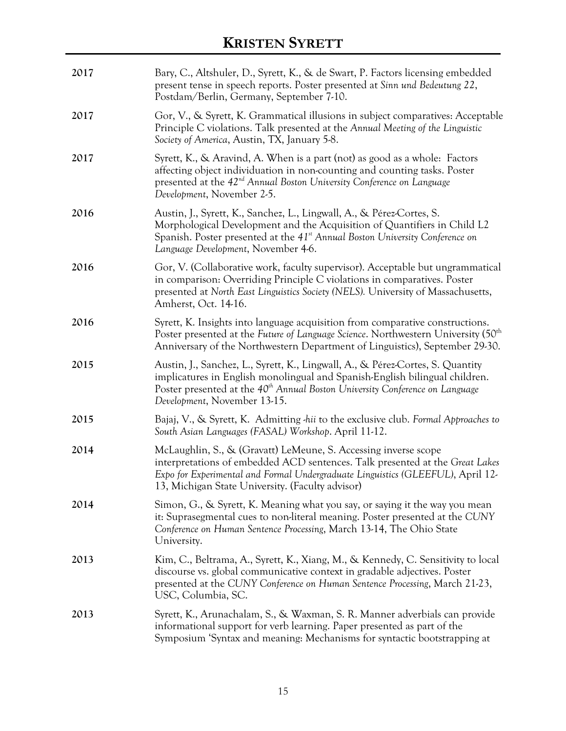**2017** Bary, C., Altshuler, D., Syrett, K., & de Swart, P. Factors licensing embedded present tense in speech reports. Poster presented at *Sinn und Bedeutung 22*, Postdam/Berlin, Germany, September 7-10.

**2017** Gor, V., & Syrett, K. Grammatical illusions in subject comparatives: Acceptable Principle C violations. Talk presented at the *Annual Meeting of the Linguistic Society of America*, Austin, TX, January 5-8.

**2017** Syrett, K., & Aravind, A. When is a part (not) as good as a whole: Factors affecting object individuation in non-counting and counting tasks. Poster presented at the *42nd Annual Boston University Conference on Language Development*, November 2-5.

**2016** Austin, J., Syrett, K., Sanchez, L., Lingwall, A., & Pérez-Cortes, S. Morphological Development and the Acquisition of Quantifiers in Child L2 Spanish. Poster presented at the *41st Annual Boston University Conference on Language Development*, November 4-6.

**2016** Gor, V. (Collaborative work, faculty supervisor). Acceptable but ungrammatical in comparison: Overriding Principle C violations in comparatives. Poster presented at *North East Linguistics Society (NELS).* University of Massachusetts, Amherst, Oct. 14-16.

**2016** Syrett, K. Insights into language acquisition from comparative constructions. Poster presented at the *Future of Language Science*. Northwestern University (50th Anniversary of the Northwestern Department of Linguistics), September 29-30.

**2015** Austin, J., Sanchez, L., Syrett, K., Lingwall, A., & Pérez-Cortes, S. Quantity implicatures in English monolingual and Spanish-English bilingual children. Poster presented at the *40th Annual Boston University Conference on Language Development*, November 13-15.

**2015** Bajaj, V., & Syrett, K. Admitting *-hii* to the exclusive club. *Formal Approaches to South Asian Languages (FASAL) Workshop*. April 11-12.

**2014** McLaughlin, S., & (Gravatt) LeMeune, S. Accessing inverse scope interpretations of embedded ACD sentences. Talk presented at the *Great Lakes Expo for Experimental and Formal Undergraduate Linguistics (GLEEFUL)*, April 12-13, Michigan State University. (Faculty advisor)

**2014** Simon, G., & Syrett, K. Meaning what you say, or saying it the way you mean it: Suprasegmental cues to non-literal meaning. Poster presented at the *CUNY Conference on Human Sentence Processing*, March 13-14, The Ohio State University.

**2013** Kim, C., Beltrama, A., Syrett, K., Xiang, M., & Kennedy, C. Sensitivity to local discourse vs. global communicative context in gradable adjectives. Poster presented at the *CUNY Conference on Human Sentence Processing*, March 21-23, USC, Columbia, SC.

**2013** Syrett, K., Arunachalam, S., & Waxman, S. R. Manner adverbials can provide informational support for verb learning. Paper presented as part of the Symposium 'Syntax and meaning: Mechanisms for syntactic bootstrapping at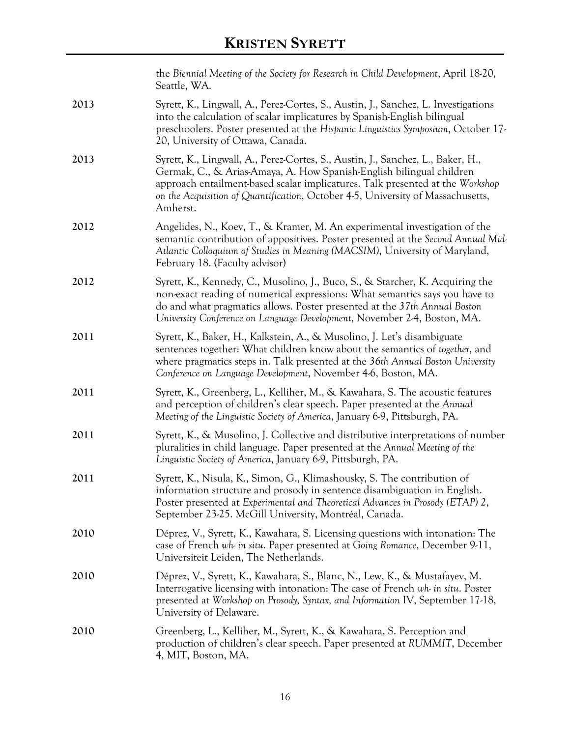the *Biennial Meeting of the Society for Research in Child Development*, April 18-20, Seattle, WA.

**2013** Syrett, K., Lingwall, A., Perez-Cortes, S., Austin, J., Sanchez, L. Investigations into the calculation of scalar implicatures by Spanish-English bilingual preschoolers. Poster presented at the *Hispanic Linguistics Symposium*, October 17-20, University of Ottawa, Canada.

**2013** Syrett, K., Lingwall, A., Perez-Cortes, S., Austin, J., Sanchez, L., Baker, H., Germak, C., & Arias-Amaya, A. How Spanish-English bilingual children approach entailment-based scalar implicatures. Talk presented at the *Workshop on the Acquisition of Quantification*, October 4-5, University of Massachusetts, Amherst.

**2012** Angelides, N., Koev, T., & Kramer, M. An experimental investigation of the semantic contribution of appositives. Poster presented at the *Second Annual Mid-Atlantic Colloquium of Studies in Meaning (MACSIM)*, University of Maryland, February 18. (Faculty advisor)

**2012** Syrett, K., Kennedy, C., Musolino, J., Buco, S., & Starcher, K. Acquiring the non-exact reading of numerical expressions: What semantics says you have to do and what pragmatics allows. Poster presented at the *37th Annual Boston University Conference on Language Development*, November 2-4, Boston, MA.

**2011** Syrett, K., Baker, H., Kalkstein, A., & Musolino, J. Let's disambiguate sentences together: What children know about the semantics of *together*, and where pragmatics steps in. Talk presented at the *36th Annual Boston University Conference on Language Development*, November 4-6, Boston, MA.

**2011** Syrett, K., Greenberg, L., Kelliher, M., & Kawahara, S. The acoustic features and perception of children's clear speech. Paper presented at the *Annual Meeting of the Linguistic Society of America*, January 6-9, Pittsburgh, PA.

**2011** Syrett, K., & Musolino, J. Collective and distributive interpretations of number pluralities in child language. Paper presented at the *Annual Meeting of the Linguistic Society of America*, January 6-9, Pittsburgh, PA.

**2011** Syrett, K., Nisula, K., Simon, G., Klimashousky, S. The contribution of information structure and prosody in sentence disambiguation in English. Poster presented at *Experimental and Theoretical Advances in Prosody (ETAP) 2*, September 23-25. McGill University, Montréal, Canada.

**2010** Déprez, V., Syrett, K., Kawahara, S. Licensing questions with intonation: The case of French *wh- in situ*. Paper presented at *Going Romance*, December 9-11, Universiteit Leiden, The Netherlands.

**2010** Déprez, V., Syrett, K., Kawahara, S., Blanc, N., Lew, K., & Mustafayev, M. Interrogative licensing with intonation: The case of French *wh- in situ*. Poster presented at *Workshop on Prosody, Syntax, and Information* IV, September 17-18, University of Delaware.

**2010** Greenberg, L., Kelliher, M., Syrett, K., & Kawahara, S. Perception and production of children's clear speech. Paper presented at *RUMMIT*, December 4, MIT, Boston, MA.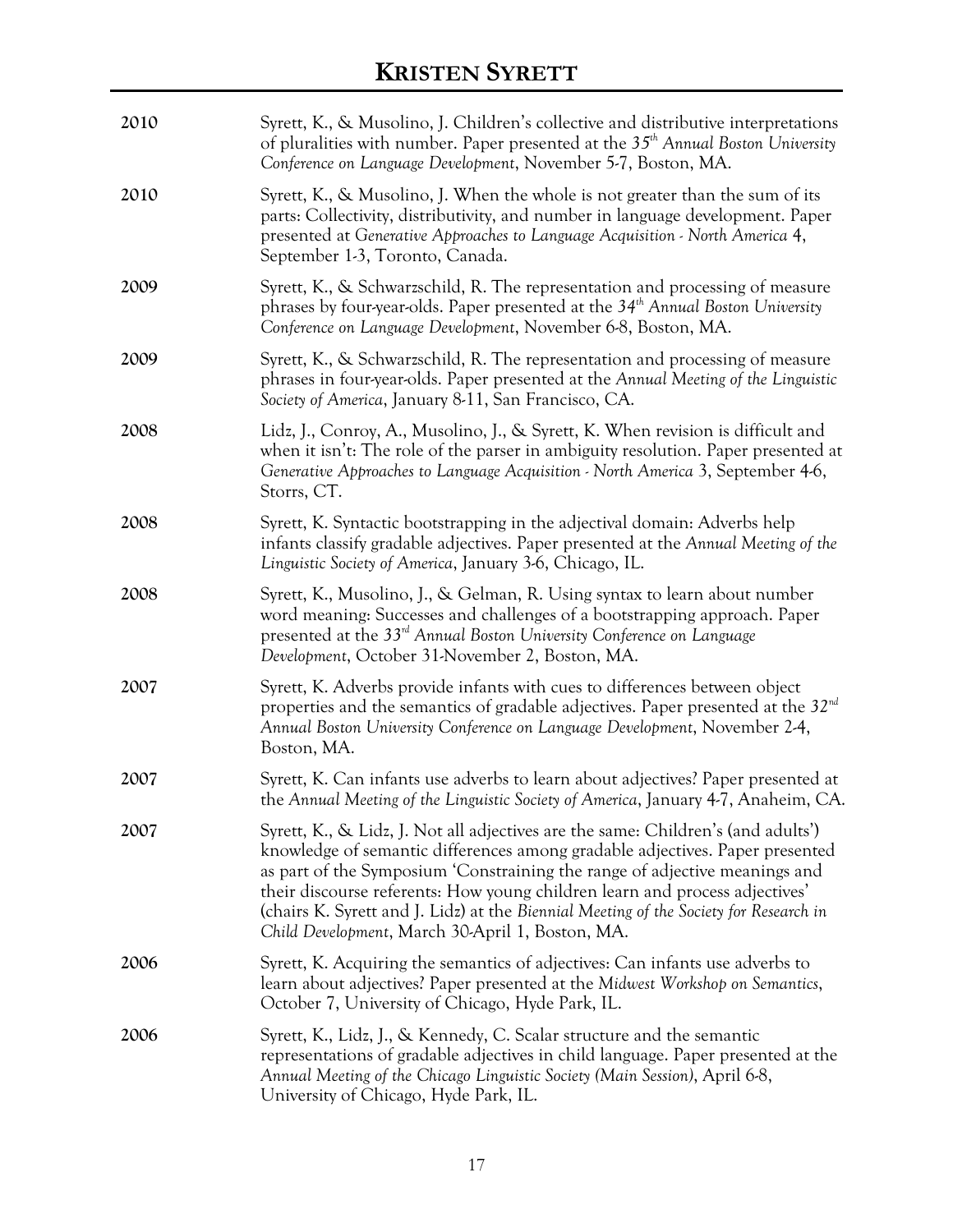**2010** Syrett, K., & Musolino, J. Children's collective and distributive interpretations of pluralities with number. Paper presented at the *35th Annual Boston University Conference on Language Development*, November 5-7, Boston, MA.

**2010** Syrett, K., & Musolino, J. When the whole is not greater than the sum of its parts: Collectivity, distributivity, and number in language development. Paper presented at *Generative Approaches to Language Acquisition - North America* 4, September 1-3, Toronto, Canada.

**2009** Syrett, K., & Schwarzschild, R. The representation and processing of measure phrases by four-year-olds. Paper presented at the *34th Annual Boston University Conference on Language Development*, November 6-8, Boston, MA.

**2009** Syrett, K., & Schwarzschild, R. The representation and processing of measure phrases in four-year-olds. Paper presented at the *Annual Meeting of the Linguistic Society of America*, January 8-11, San Francisco, CA.

**2008** Lidz, J., Conroy, A., Musolino, J., & Syrett, K. When revision is difficult and when it isn't: The role of the parser in ambiguity resolution. Paper presented at *Generative Approaches to Language Acquisition - North America* 3, September 4-6, Storrs, CT.

**2008** Syrett, K. Syntactic bootstrapping in the adjectival domain: Adverbs help infants classify gradable adjectives. Paper presented at the *Annual Meeting of the Linguistic Society of America*, January 3-6, Chicago, IL.

**2008** Syrett, K., Musolino, J., & Gelman, R. Using syntax to learn about number word meaning: Successes and challenges of a bootstrapping approach. Paper presented at the *33rd Annual Boston University Conference on Language Development*, October 31-November 2, Boston, MA.

**2007** Syrett, K. Adverbs provide infants with cues to differences between object properties and the semantics of gradable adjectives. Paper presented at the *32nd Annual Boston University Conference on Language Development*, November 2-4, Boston, MA.

**2007** Syrett, K. Can infants use adverbs to learn about adjectives? Paper presented at the *Annual Meeting of the Linguistic Society of America*, January 4-7, Anaheim, CA.

**2007** Syrett, K., & Lidz, J. Not all adjectives are the same: Children's (and adults') knowledge of semantic differences among gradable adjectives. Paper presented as part of the Symposium 'Constraining the range of adjective meanings and their discourse referents: How young children learn and process adjectives' (chairs K. Syrett and J. Lidz) at the *Biennial Meeting of the Society for Research in Child Development*, March 30-April 1, Boston, MA.

**2006** Syrett, K. Acquiring the semantics of adjectives: Can infants use adverbs to learn about adjectives? Paper presented at the *Midwest Workshop on Semantics*, October 7, University of Chicago, Hyde Park, IL.

**2006** Syrett, K., Lidz, J., & Kennedy, C. Scalar structure and the semantic representations of gradable adjectives in child language. Paper presented at the *Annual Meeting of the Chicago Linguistic Society (Main Session)*, April 6-8, University of Chicago, Hyde Park, IL.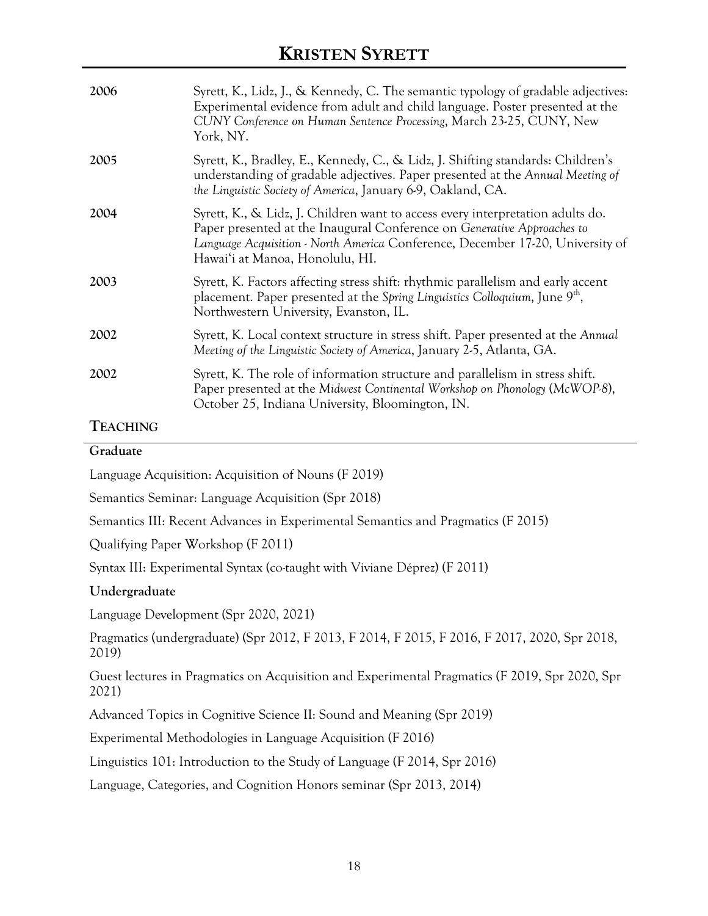| | |
|---|---|
| **2006** | Syrett, K., Lidz, J., & Kennedy, C. The semantic typology of gradable adjectives: Experimental evidence from adult and child language. Poster presented at the *CUNY Conference on Human Sentence Processing*, March 23-25, CUNY, New York, NY. |
| **2005** | Syrett, K., Bradley, E., Kennedy, C., & Lidz, J. Shifting standards: Children's understanding of gradable adjectives. Paper presented at the *Annual Meeting of the Linguistic Society of America*, January 6-9, Oakland, CA. |
| **2004** | Syrett, K., & Lidz, J. Children want to access every interpretation adults do. Paper presented at the Inaugural Conference on *Generative Approaches to Language Acquisition - North America* Conference, December 17-20, University of Hawai'i at Manoa, Honolulu, HI. |
| **2003** | Syrett, K. Factors affecting stress shift: rhythmic parallelism and early accent placement. Paper presented at the *Spring Linguistics Colloquium*, June 9th, Northwestern University, Evanston, IL. |
| **2002** | Syrett, K. Local context structure in stress shift. Paper presented at the *Annual Meeting of the Linguistic Society of America*, January 2-5, Atlanta, GA. |
| **2002** | Syrett, K. The role of information structure and parallelism in stress shift. Paper presented at the *Midwest Continental Workshop on Phonology* (*McWOP-8*), October 25, Indiana University, Bloomington, IN. |

## TEACHING

### Graduate

Language Acquisition: Acquisition of Nouns (F 2019)

Semantics Seminar: Language Acquisition (Spr 2018)

Semantics III: Recent Advances in Experimental Semantics and Pragmatics (F 2015)

Qualifying Paper Workshop (F 2011)

Syntax III: Experimental Syntax (co-taught with Viviane Déprez) (F 2011)

### Undergraduate

Language Development (Spr 2020, 2021)

Pragmatics (undergraduate) (Spr 2012, F 2013, F 2014, F 2015, F 2016, F 2017, 2020, Spr 2018, 2019)

Guest lectures in Pragmatics on Acquisition and Experimental Pragmatics (F 2019, Spr 2020, Spr 2021)

Advanced Topics in Cognitive Science II: Sound and Meaning (Spr 2019)

Experimental Methodologies in Language Acquisition (F 2016)

Linguistics 101: Introduction to the Study of Language (F 2014, Spr 2016)

Language, Categories, and Cognition Honors seminar (Spr 2013, 2014)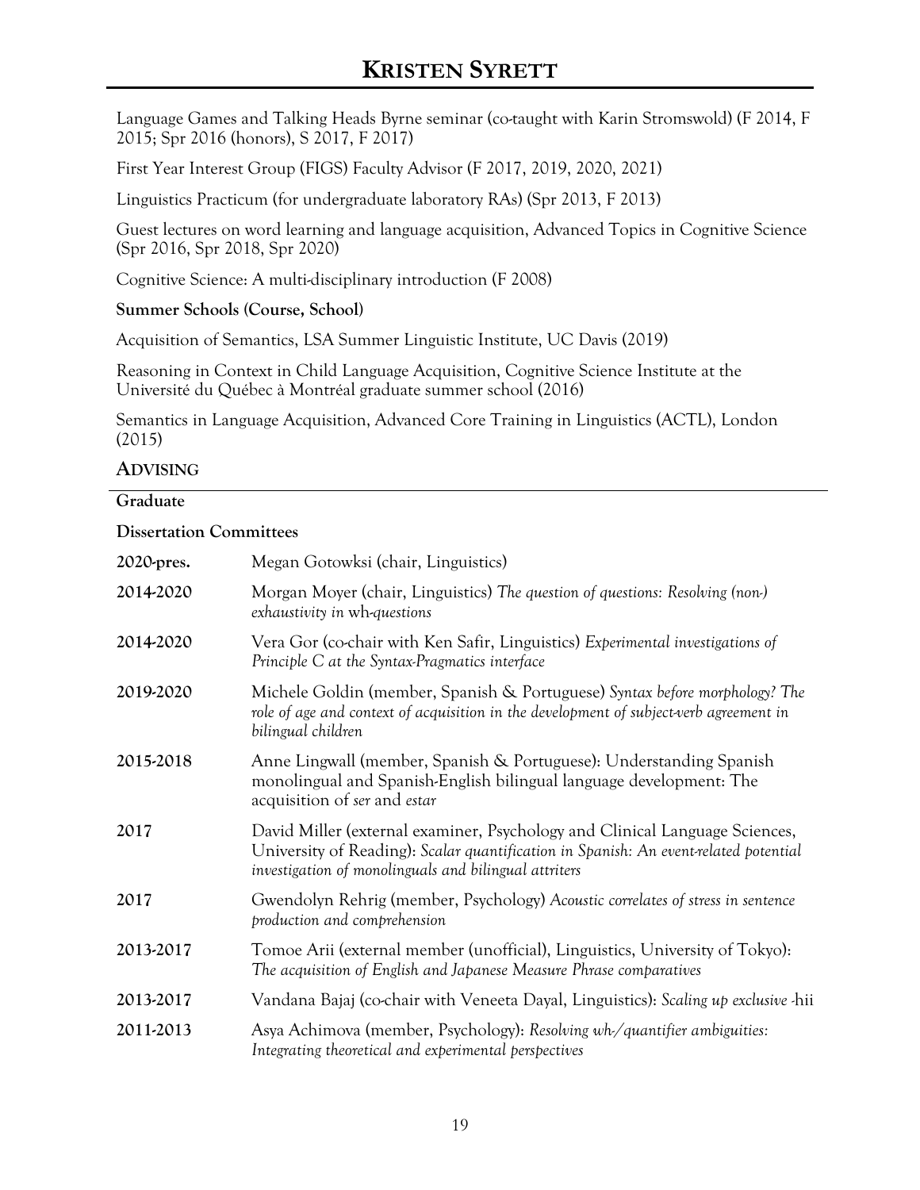Language Games and Talking Heads Byrne seminar (co-taught with Karin Stromswold) (F 2014, F 2015; Spr 2016 (honors), S 2017, F 2017)

First Year Interest Group (FIGS) Faculty Advisor (F 2017, 2019, 2020, 2021)

Linguistics Practicum (for undergraduate laboratory RAs) (Spr 2013, F 2013)

Guest lectures on word learning and language acquisition, Advanced Topics in Cognitive Science (Spr 2016, Spr 2018, Spr 2020)

Cognitive Science: A multi-disciplinary introduction (F 2008)

**Summer Schools (Course, School)**

Acquisition of Semantics, LSA Summer Linguistic Institute, UC Davis (2019)

Reasoning in Context in Child Language Acquisition, Cognitive Science Institute at the Université du Québec à Montréal graduate summer school (2016)

Semantics in Language Acquisition, Advanced Core Training in Linguistics (ACTL), London (2015)

## ADVISING

**Graduate**

**Dissertation Committees**

| | |
|---|---|
| **2020-pres.** | Megan Gotowksi (chair, Linguistics) |
| **2014-2020** | Morgan Moyer (chair, Linguistics) *The question of questions: Resolving (non-) exhaustivity in* wh-*questions* |
| **2014-2020** | Vera Gor (co-chair with Ken Safir, Linguistics) *Experimental investigations of Principle C at the Syntax-Pragmatics interface* |
| **2019-2020** | Michele Goldin (member, Spanish & Portuguese) *Syntax before morphology? The role of age and context of acquisition in the development of subject-verb agreement in bilingual children* |
| **2015-2018** | Anne Lingwall (member, Spanish & Portuguese): Understanding Spanish monolingual and Spanish-English bilingual language development: The acquisition of *ser* and *estar* |
| **2017** | David Miller (external examiner, Psychology and Clinical Language Sciences, University of Reading): *Scalar quantification in Spanish: An event-related potential investigation of monolinguals and bilingual attriters* |
| **2017** | Gwendolyn Rehrig (member, Psychology) *Acoustic correlates of stress in sentence production and comprehension* |
| **2013-2017** | Tomoe Arii (external member (unofficial), Linguistics, University of Tokyo): *The acquisition of English and Japanese Measure Phrase comparatives* |
| **2013-2017** | Vandana Bajaj (co-chair with Veneeta Dayal, Linguistics): *Scaling up exclusive -*hii |
| **2011-2013** | Asya Achimova (member, Psychology): *Resolving wh-/quantifier ambiguities: Integrating theoretical and experimental perspectives* |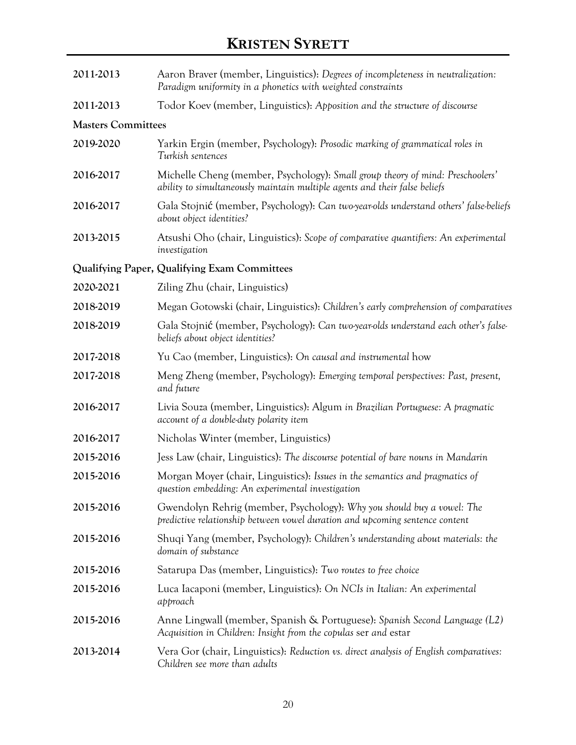**2011-2013** Aaron Braver (member, Linguistics): *Degrees of incompleteness in neutralization: Paradigm uniformity in a phonetics with weighted constraints*

**2011-2013** Todor Koev (member, Linguistics): *Apposition and the structure of discourse*

**Masters Committees**

**2019-2020** Yarkin Ergin (member, Psychology): *Prosodic marking of grammatical roles in Turkish sentences*

**2016-2017** Michelle Cheng (member, Psychology): *Small group theory of mind: Preschoolers' ability to simultaneously maintain multiple agents and their false beliefs*

**2016-2017** Gala Stojnić (member, Psychology): *Can two-year-olds understand others' false-beliefs about object identities?*

**2013-2015** Atsushi Oho (chair, Linguistics): *Scope of comparative quantifiers: An experimental investigation*

**Qualifying Paper, Qualifying Exam Committees**

**2020-2021** Ziling Zhu (chair, Linguistics)

**2018-2019** Megan Gotowski (chair, Linguistics): *Children's early comprehension of comparatives*

**2018-2019** Gala Stojnić (member, Psychology): *Can two-year-olds understand each other's false-beliefs about object identities?*

**2017-2018** Yu Cao (member, Linguistics): *On causal and instrumental* how

**2017-2018** Meng Zheng (member, Psychology): *Emerging temporal perspectives: Past, present, and future*

**2016-2017** Livia Souza (member, Linguistics): Algum *in Brazilian Portuguese: A pragmatic account of a double-duty polarity item*

**2016-2017** Nicholas Winter (member, Linguistics)

**2015-2016** Jess Law (chair, Linguistics): *The discourse potential of bare nouns in Mandarin*

**2015-2016** Morgan Moyer (chair, Linguistics): *Issues in the semantics and pragmatics of question embedding: An experimental investigation*

**2015-2016** Gwendolyn Rehrig (member, Psychology): *Why you should buy a vowel: The predictive relationship between vowel duration and upcoming sentence content*

**2015-2016** Shuqi Yang (member, Psychology): *Children's understanding about materials: the domain of substance*

**2015-2016** Satarupa Das (member, Linguistics): *Two routes to free choice*

**2015-2016** Luca Iacaponi (member, Linguistics): *On NCIs in Italian: An experimental approach*

**2015-2016** Anne Lingwall (member, Spanish & Portuguese): *Spanish Second Language (L2) Acquisition in Children: Insight from the copulas* ser *and* estar

**2013-2014** Vera Gor (chair, Linguistics): *Reduction vs. direct analysis of English comparatives: Children see more than adults*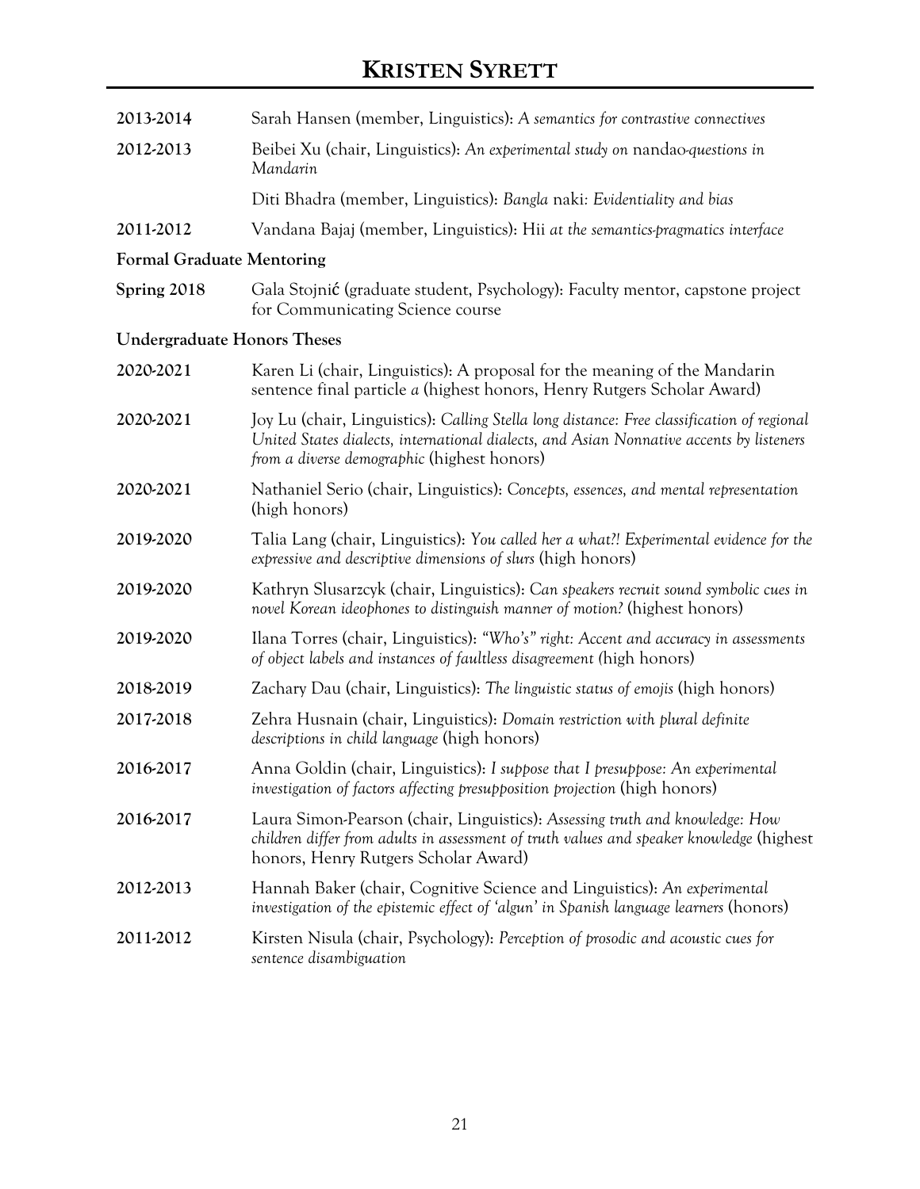**2013-2014** Sarah Hansen (member, Linguistics): *A semantics for contrastive connectives*

**2012-2013** Beibei Xu (chair, Linguistics): *An experimental study on* nandao*-questions in Mandarin*

Diti Bhadra (member, Linguistics): *Bangla* naki*: Evidentiality and bias*

**2011-2012** Vandana Bajaj (member, Linguistics): Hii *at the semantics-pragmatics interface*

### Formal Graduate Mentoring

**Spring 2018** Gala Stojnić (graduate student, Psychology): Faculty mentor, capstone project for Communicating Science course

### Undergraduate Honors Theses

**2020-2021** Karen Li (chair, Linguistics): A proposal for the meaning of the Mandarin sentence final particle *a* (highest honors, Henry Rutgers Scholar Award)

**2020-2021** Joy Lu (chair, Linguistics): *Calling Stella long distance: Free classification of regional United States dialects, international dialects, and Asian Nonnative accents by listeners from a diverse demographic* (highest honors)

**2020-2021** Nathaniel Serio (chair, Linguistics): *Concepts, essences, and mental representation* (high honors)

**2019-2020** Talia Lang (chair, Linguistics): *You called her a what?! Experimental evidence for the expressive and descriptive dimensions of slurs* (high honors)

**2019-2020** Kathryn Slusarzcyk (chair, Linguistics): *Can speakers recruit sound symbolic cues in novel Korean ideophones to distinguish manner of motion?* (highest honors)

**2019-2020** Ilana Torres (chair, Linguistics): *"Who's" right: Accent and accuracy in assessments of object labels and instances of faultless disagreement (*high honors)

**2018-2019** Zachary Dau (chair, Linguistics): *The linguistic status of emojis* (high honors)

**2017-2018** Zehra Husnain (chair, Linguistics): *Domain restriction with plural definite descriptions in child language* (high honors)

**2016-2017** Anna Goldin (chair, Linguistics): *I suppose that I presuppose: An experimental investigation of factors affecting presupposition projection* (high honors)

**2016-2017** Laura Simon-Pearson (chair, Linguistics): *Assessing truth and knowledge: How children differ from adults in assessment of truth values and speaker knowledge* (highest honors, Henry Rutgers Scholar Award)

**2012-2013** Hannah Baker (chair, Cognitive Science and Linguistics): *An experimental investigation of the epistemic effect of 'algun' in Spanish language learners* (honors)

**2011-2012** Kirsten Nisula (chair, Psychology): *Perception of prosodic and acoustic cues for sentence disambiguation*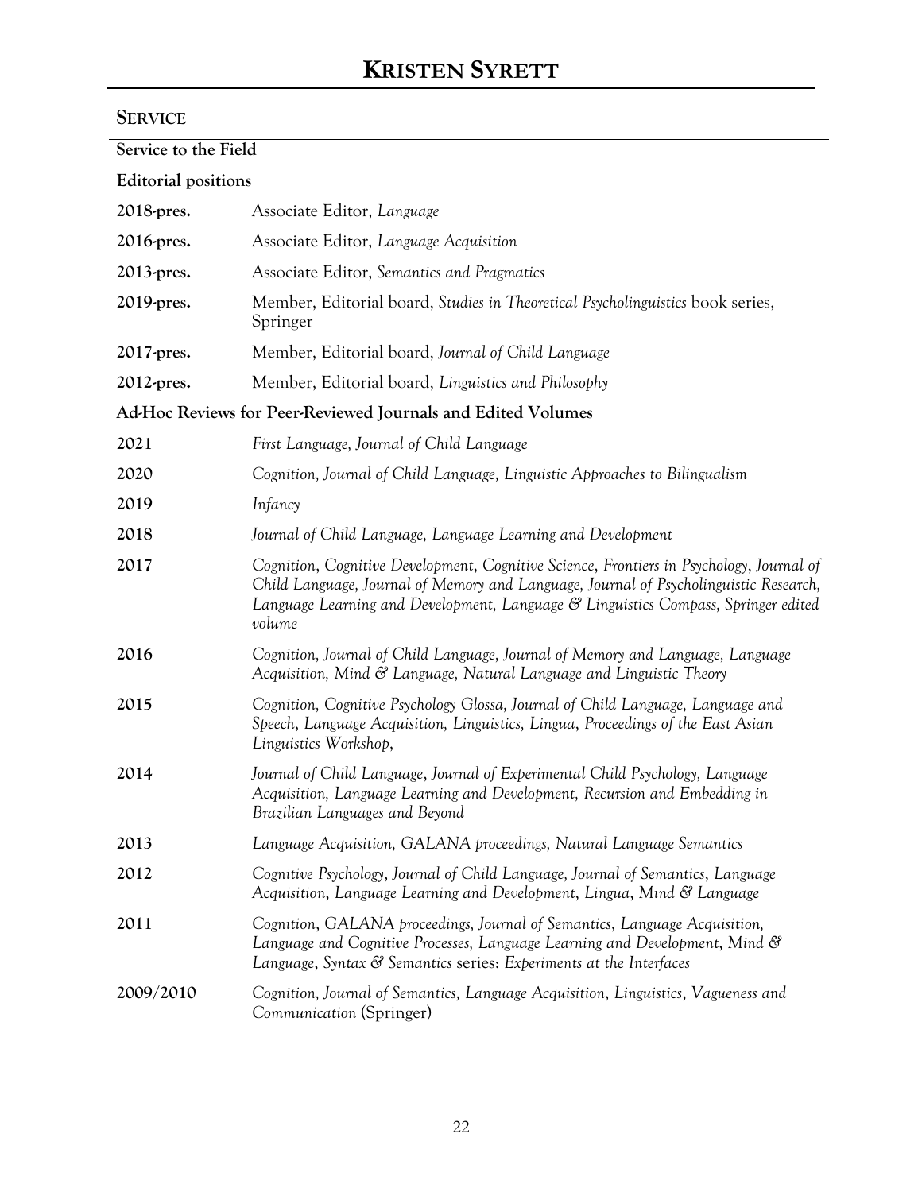## SERVICE

### Service to the Field

**Editorial positions**

| | |
|---|---|
| **2018-pres.** | Associate Editor, *Language* |
| **2016-pres.** | Associate Editor, *Language Acquisition* |
| **2013-pres.** | Associate Editor, *Semantics and Pragmatics* |
| **2019-pres.** | Member, Editorial board, *Studies in Theoretical Psycholinguistics* book series, Springer |
| **2017-pres.** | Member, Editorial board, *Journal of Child Language* |
| **2012-pres.** | Member, Editorial board, *Linguistics and Philosophy* |

**Ad-Hoc Reviews for Peer-Reviewed Journals and Edited Volumes**

| | |
|---|---|
| **2021** | *First Language, Journal of Child Language* |
| **2020** | *Cognition, Journal of Child Language, Linguistic Approaches to Bilingualism* |
| **2019** | *Infancy* |
| **2018** | *Journal of Child Language, Language Learning and Development* |
| **2017** | *Cognition, Cognitive Development, Cognitive Science, Frontiers in Psychology, Journal of Child Language, Journal of Memory and Language, Journal of Psycholinguistic Research, Language Learning and Development, Language & Linguistics Compass, Springer edited volume* |
| **2016** | *Cognition, Journal of Child Language, Journal of Memory and Language, Language Acquisition, Mind & Language, Natural Language and Linguistic Theory* |
| **2015** | *Cognition, Cognitive Psychology Glossa, Journal of Child Language, Language and Speech, Language Acquisition, Linguistics, Lingua, Proceedings of the East Asian Linguistics Workshop,* |
| **2014** | *Journal of Child Language, Journal of Experimental Child Psychology, Language Acquisition, Language Learning and Development, Recursion and Embedding in Brazilian Languages and Beyond* |
| **2013** | *Language Acquisition, GALANA proceedings, Natural Language Semantics* |
| **2012** | *Cognitive Psychology, Journal of Child Language, Journal of Semantics, Language Acquisition, Language Learning and Development, Lingua, Mind & Language* |
| **2011** | *Cognition, GALANA proceedings, Journal of Semantics, Language Acquisition, Language and Cognitive Processes, Language Learning and Development, Mind & Language, Syntax & Semantics* series: *Experiments at the Interfaces* |
| **2009/2010** | *Cognition, Journal of Semantics, Language Acquisition, Linguistics, Vagueness and Communication* (Springer) |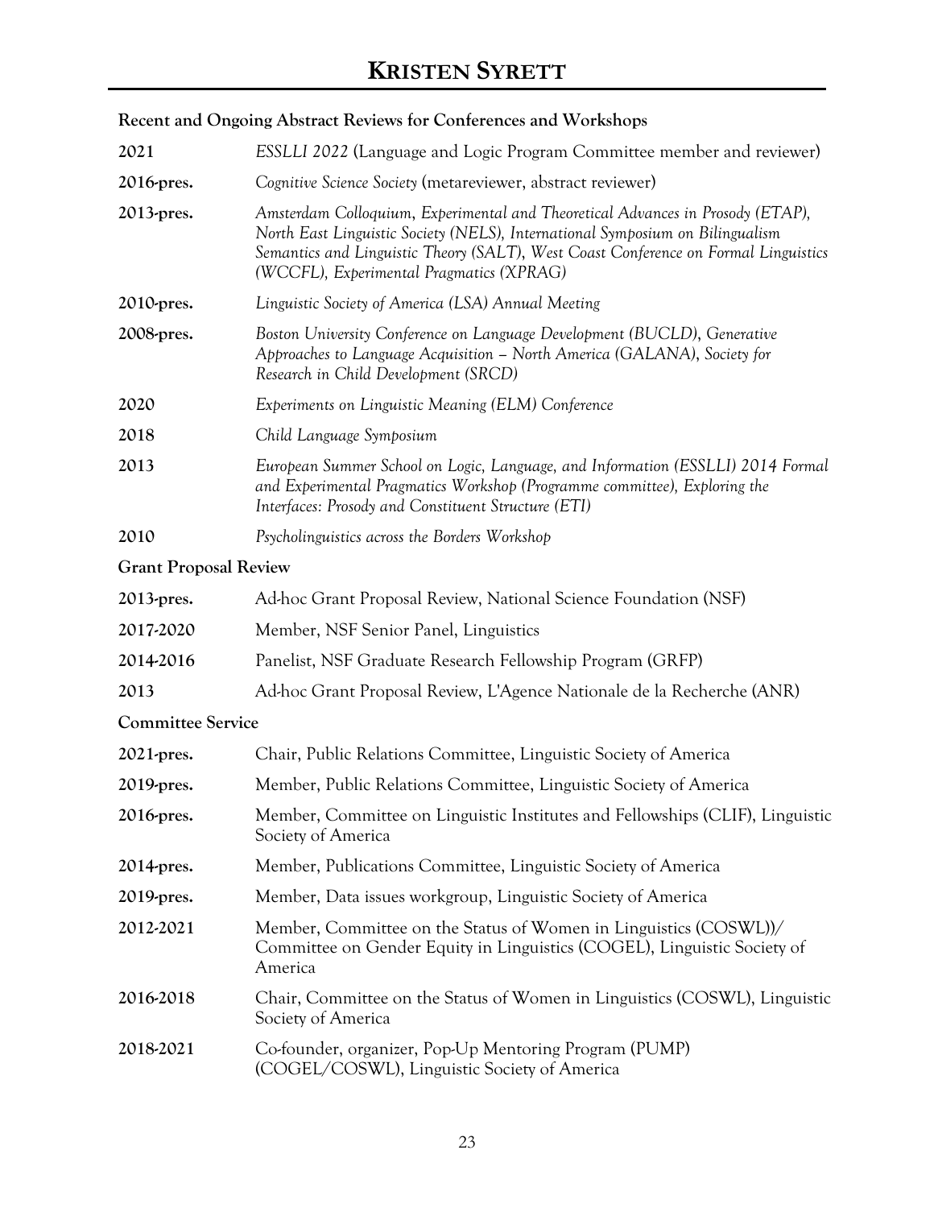**Recent and Ongoing Abstract Reviews for Conferences and Workshops**

| | |
|---|---|
| **2021** | *ESSLLI 2022* (Language and Logic Program Committee member and reviewer) |
| **2016-pres.** | *Cognitive Science Society* (metareviewer, abstract reviewer) |
| **2013-pres.** | *Amsterdam Colloquium, Experimental and Theoretical Advances in Prosody (ETAP), North East Linguistic Society (NELS), International Symposium on Bilingualism Semantics and Linguistic Theory (SALT), West Coast Conference on Formal Linguistics (WCCFL), Experimental Pragmatics (XPRAG)* |
| **2010-pres.** | *Linguistic Society of America (LSA) Annual Meeting* |
| **2008-pres.** | *Boston University Conference on Language Development (BUCLD), Generative Approaches to Language Acquisition – North America (GALANA), Society for Research in Child Development (SRCD)* |
| **2020** | *Experiments on Linguistic Meaning (ELM) Conference* |
| **2018** | *Child Language Symposium* |
| **2013** | *European Summer School on Logic, Language, and Information (ESSLLI) 2014 Formal and Experimental Pragmatics Workshop (Programme committee), Exploring the Interfaces: Prosody and Constituent Structure (ETI)* |
| **2010** | *Psycholinguistics across the Borders Workshop* |

**Grant Proposal Review**

| | |
|---|---|
| **2013-pres.** | Ad-hoc Grant Proposal Review, National Science Foundation (NSF) |
| **2017-2020** | Member, NSF Senior Panel, Linguistics |
| **2014-2016** | Panelist, NSF Graduate Research Fellowship Program (GRFP) |
| **2013** | Ad-hoc Grant Proposal Review, L'Agence Nationale de la Recherche (ANR) |

**Committee Service**

| | |
|---|---|
| **2021-pres.** | Chair, Public Relations Committee, Linguistic Society of America |
| **2019-pres.** | Member, Public Relations Committee, Linguistic Society of America |
| **2016-pres.** | Member, Committee on Linguistic Institutes and Fellowships (CLIF), Linguistic Society of America |
| **2014-pres.** | Member, Publications Committee, Linguistic Society of America |
| **2019-pres.** | Member, Data issues workgroup, Linguistic Society of America |
| **2012-2021** | Member, Committee on the Status of Women in Linguistics (COSWL))/ Committee on Gender Equity in Linguistics (COGEL), Linguistic Society of America |
| **2016-2018** | Chair, Committee on the Status of Women in Linguistics (COSWL), Linguistic Society of America |
| **2018-2021** | Co-founder, organizer, Pop-Up Mentoring Program (PUMP) (COGEL/COSWL), Linguistic Society of America |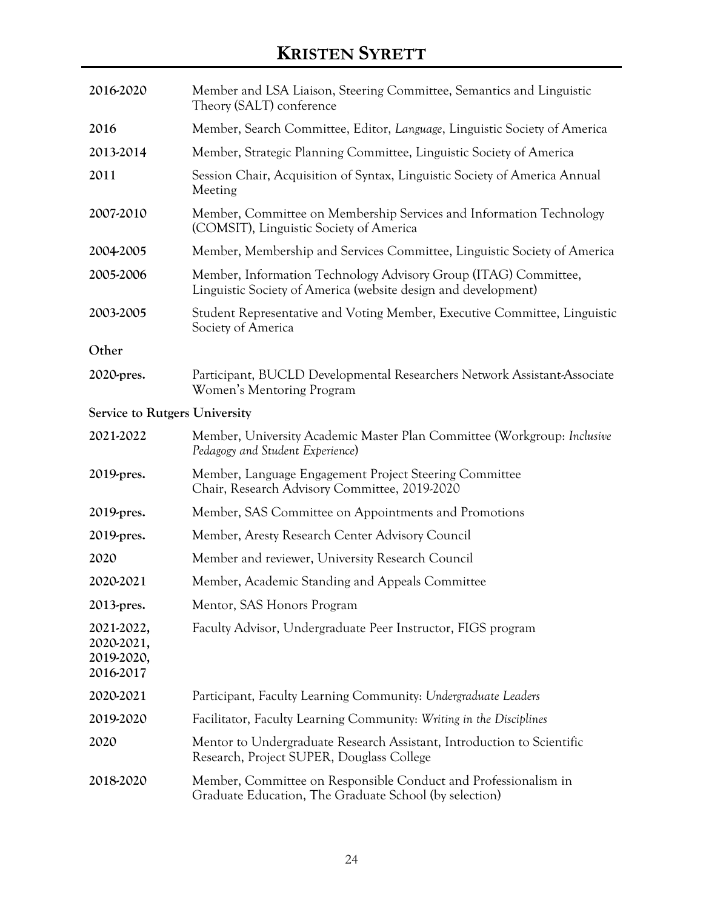**2016-2020** Member and LSA Liaison, Steering Committee, Semantics and Linguistic Theory (SALT) conference

**2016** Member, Search Committee, Editor, *Language*, Linguistic Society of America

**2013-2014** Member, Strategic Planning Committee, Linguistic Society of America

**2011** Session Chair, Acquisition of Syntax, Linguistic Society of America Annual Meeting

**2007-2010** Member, Committee on Membership Services and Information Technology (COMSIT), Linguistic Society of America

**2004-2005** Member, Membership and Services Committee, Linguistic Society of America

**2005-2006** Member, Information Technology Advisory Group (ITAG) Committee, Linguistic Society of America (website design and development)

**2003-2005** Student Representative and Voting Member, Executive Committee, Linguistic Society of America

**Other**

**2020-pres.** Participant, BUCLD Developmental Researchers Network Assistant-Associate Women's Mentoring Program

**Service to Rutgers University**

**2021-2022** Member, University Academic Master Plan Committee (Workgroup: *Inclusive Pedagogy and Student Experience*)

**2019-pres.** Member, Language Engagement Project Steering Committee
Chair, Research Advisory Committee, 2019-2020

**2019-pres.** Member, SAS Committee on Appointments and Promotions

**2019-pres.** Member, Aresty Research Center Advisory Council

**2020** Member and reviewer, University Research Council

**2020-2021** Member, Academic Standing and Appeals Committee

**2013-pres.** Mentor, SAS Honors Program

**2021-2022, 2020-2021, 2019-2020, 2016-2017** Faculty Advisor, Undergraduate Peer Instructor, FIGS program

**2020-2021** Participant, Faculty Learning Community: *Undergraduate Leaders*

**2019-2020** Facilitator, Faculty Learning Community: *Writing in the Disciplines*

**2020** Mentor to Undergraduate Research Assistant, Introduction to Scientific Research, Project SUPER, Douglass College

**2018-2020** Member, Committee on Responsible Conduct and Professionalism in Graduate Education, The Graduate School (by selection)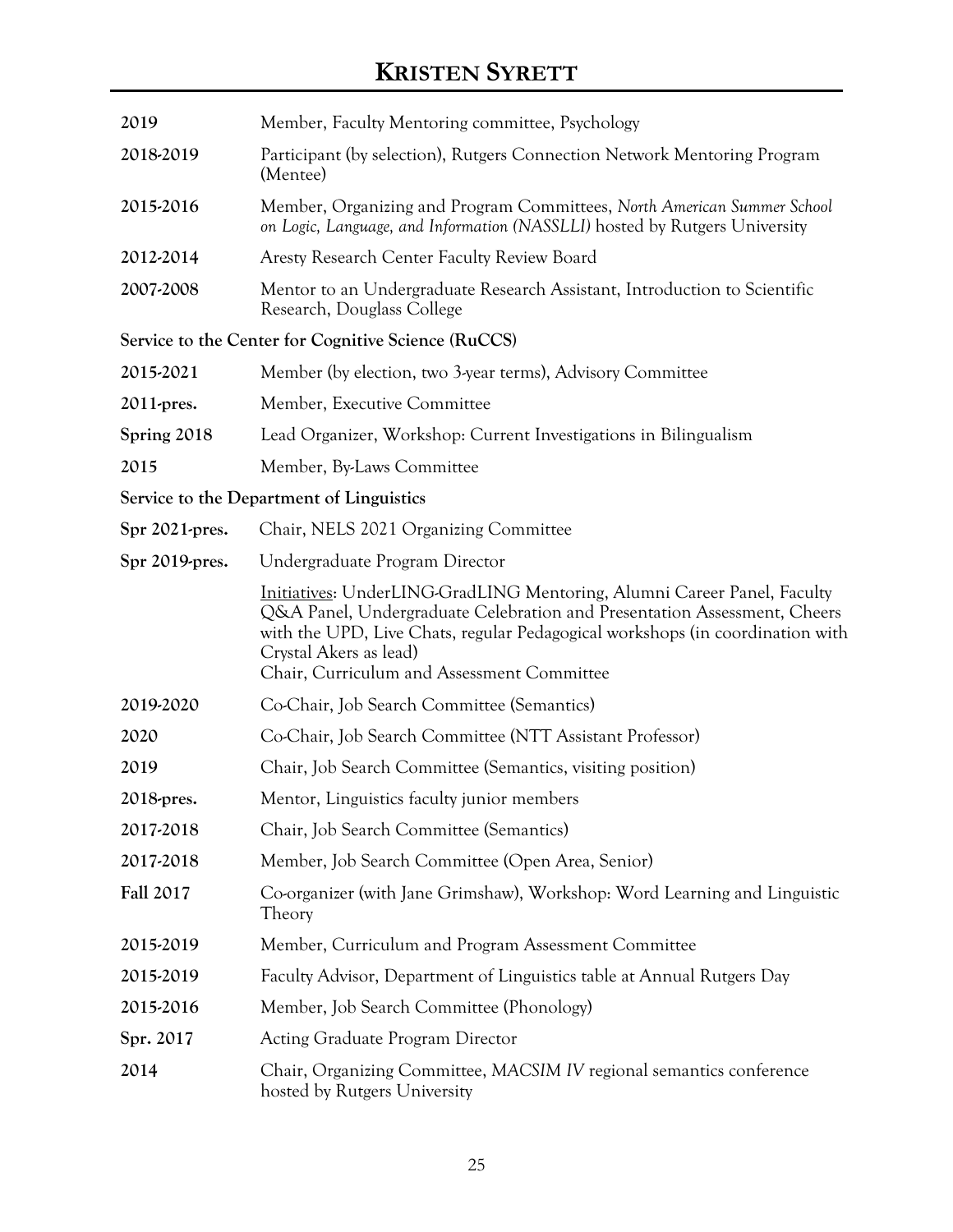| | |
|---|---|
| **2019** | Member, Faculty Mentoring committee, Psychology |
| **2018-2019** | Participant (by selection), Rutgers Connection Network Mentoring Program (Mentee) |
| **2015-2016** | Member, Organizing and Program Committees, *North American Summer School on Logic, Language, and Information (NASSLLI)* hosted by Rutgers University |
| **2012-2014** | Aresty Research Center Faculty Review Board |
| **2007-2008** | Mentor to an Undergraduate Research Assistant, Introduction to Scientific Research, Douglass College |

**Service to the Center for Cognitive Science (RuCCS)**

| | |
|---|---|
| **2015-2021** | Member (by election, two 3-year terms), Advisory Committee |
| **2011-pres.** | Member, Executive Committee |
| **Spring 2018** | Lead Organizer, Workshop: Current Investigations in Bilingualism |
| **2015** | Member, By-Laws Committee |

**Service to the Department of Linguistics**

| | |
|---|---|
| **Spr 2021-pres.** | Chair, NELS 2021 Organizing Committee |
| **Spr 2019-pres.** | Undergraduate Program Director<br>Initiatives: UnderLING-GradLING Mentoring, Alumni Career Panel, Faculty Q&A Panel, Undergraduate Celebration and Presentation Assessment, Cheers with the UPD, Live Chats, regular Pedagogical workshops (in coordination with Crystal Akers as lead)<br>Chair, Curriculum and Assessment Committee |
| **2019-2020** | Co-Chair, Job Search Committee (Semantics) |
| **2020** | Co-Chair, Job Search Committee (NTT Assistant Professor) |
| **2019** | Chair, Job Search Committee (Semantics, visiting position) |
| **2018-pres.** | Mentor, Linguistics faculty junior members |
| **2017-2018** | Chair, Job Search Committee (Semantics) |
| **2017-2018** | Member, Job Search Committee (Open Area, Senior) |
| **Fall 2017** | Co-organizer (with Jane Grimshaw), Workshop: Word Learning and Linguistic Theory |
| **2015-2019** | Member, Curriculum and Program Assessment Committee |
| **2015-2019** | Faculty Advisor, Department of Linguistics table at Annual Rutgers Day |
| **2015-2016** | Member, Job Search Committee (Phonology) |
| **Spr. 2017** | Acting Graduate Program Director |
| **2014** | Chair, Organizing Committee, *MACSIM IV* regional semantics conference hosted by Rutgers University |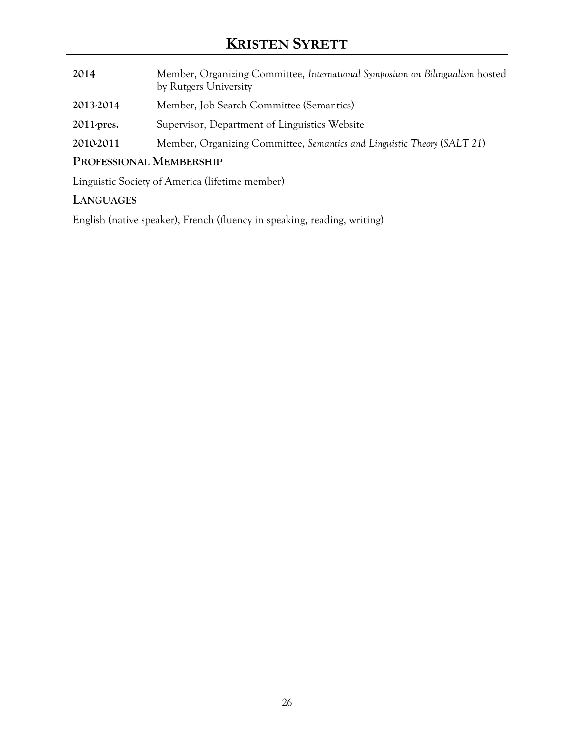| | |
|---|---|
| **2014** | Member, Organizing Committee, *International Symposium on Bilingualism* hosted by Rutgers University |
| **2013-2014** | Member, Job Search Committee (Semantics) |
| **2011-pres.** | Supervisor, Department of Linguistics Website |
| **2010-2011** | Member, Organizing Committee, *Semantics and Linguistic Theory* (*SALT 21*) |

## Professional Membership

Linguistic Society of America (lifetime member)

## Languages

English (native speaker), French (fluency in speaking, reading, writing)